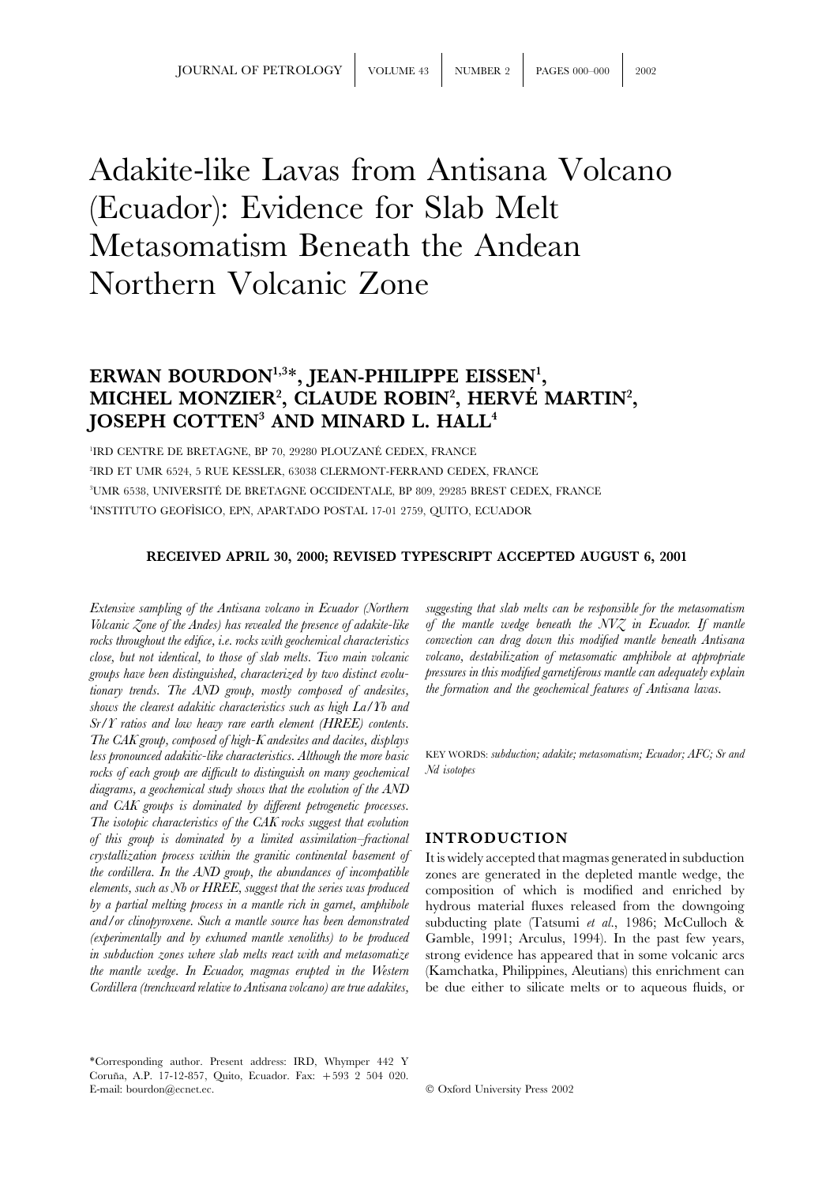# Adakite-like Lavas from Antisana Volcano (Ecuador): Evidence for Slab Melt Metasomatism Beneath the Andean Northern Volcanic Zone

**ERWAN BOURDON[1,3]*, JEAN-PHILIPPE EISSEN[1], MICHEL MONZIER[2], CLAUDE ROBIN[2], HERVÉ MARTIN[2], JOSEPH COTTEN[3] AND MINARD L. HALL[4]**

[1]IRD CENTRE DE BRETAGNE, BP 70, 29280 PLOUZANÉ CEDEX, FRANCE

[2]IRD ET UMR 6524, 5 RUE KESSLER, 63038 CLERMONT-FERRAND CEDEX, FRANCE

[3]UMR 6538, UNIVERSITÉ DE BRETAGNE OCCIDENTALE, BP 809, 29285 BREST CEDEX, FRANCE

[4]INSTITUTO GEOFÌSICO, EPN, APARTADO POSTAL 17-01 2759, QUITO, ECUADOR

**RECEIVED APRIL 30, 2000; REVISED TYPESCRIPT ACCEPTED AUGUST 6, 2001**

*Extensive sampling of the Antisana volcano in Ecuador (Northern Volcanic Zone of the Andes) has revealed the presence of adakite-like rocks throughout the edifice, i.e. rocks with geochemical characteristics close, but not identical, to those of slab melts. Two main volcanic groups have been distinguished, characterized by two distinct evolutionary trends. The AND group, mostly composed of andesites, shows the clearest adakitic characteristics such as high La/Yb and Sr/Y ratios and low heavy rare earth element (HREE) contents. The CAK group, composed of high-K andesites and dacites, displays less pronounced adakitic-like characteristics. Although the more basic rocks of each group are difficult to distinguish on many geochemical diagrams, a geochemical study shows that the evolution of the AND and CAK groups is dominated by different petrogenetic processes. The isotopic characteristics of the CAK rocks suggest that evolution of this group is dominated by a limited assimilation–fractional crystallization process within the granitic continental basement of the cordillera. In the AND group, the abundances of incompatible elements, such as Nb or HREE, suggest that the series was produced by a partial melting process in a mantle rich in garnet, amphibole and/or clinopyroxene. Such a mantle source has been demonstrated (experimentally and by exhumed mantle xenoliths) to be produced in subduction zones where slab melts react with and metasomatize the mantle wedge. In Ecuador, magmas erupted in the Western Cordillera (trenchward relative to Antisana volcano) are true adakites, suggesting that slab melts can be responsible for the metasomatism of the mantle wedge beneath the NVZ in Ecuador. If mantle convection can drag down this modified mantle beneath Antisana volcano, destabilization of metasomatic amphibole at appropriate pressures in this modified garnetiferous mantle can adequately explain the formation and the geochemical features of Antisana lavas.*

KEY WORDS: *subduction; adakite; metasomatism; Ecuador; AFC; Sr and Nd isotopes*

## INTRODUCTION

It is widely accepted that magmas generated in subduction zones are generated in the depleted mantle wedge, the composition of which is modified and enriched by hydrous material fluxes released from the downgoing subducting plate (Tatsumi *et al.*, 1986; McCulloch & Gamble, 1991; Arculus, 1994). In the past few years, strong evidence has appeared that in some volcanic arcs (Kamchatka, Philippines, Aleutians) this enrichment can be due either to silicate melts or to aqueous fluids, or

*Corresponding author. Present address: IRD, Whymper 442 Y Coruña, A.P. 17-12-857, Quito, Ecuador. Fax: +593 2 504 020. E-mail: bourdon@ecnet.ec.

© Oxford University Press 2002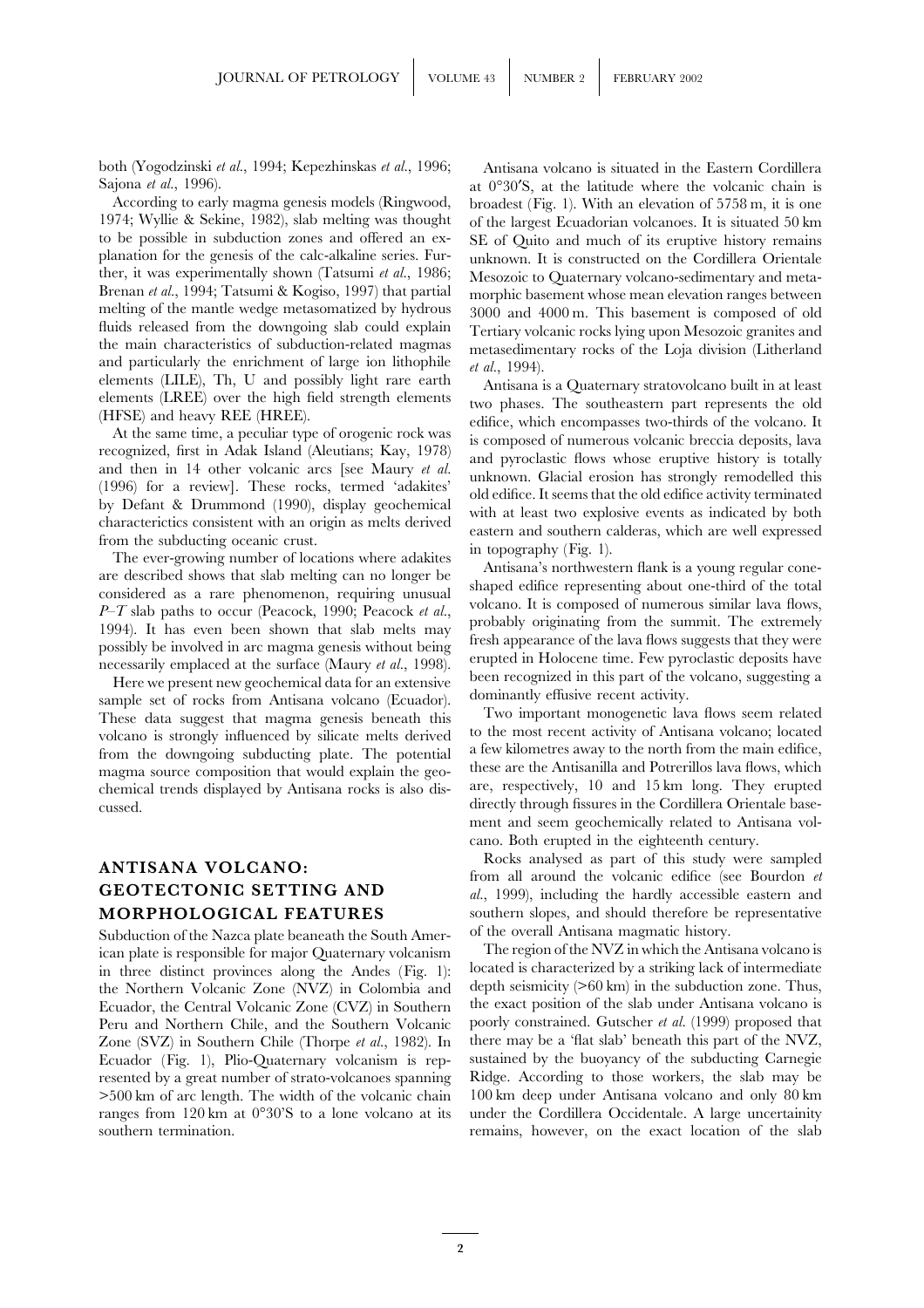both (Yogodzinski *et al.*, 1994; Kepezhinskas *et al.*, 1996; Sajona *et al.*, 1996).

According to early magma genesis models (Ringwood, 1974; Wyllie & Sekine, 1982), slab melting was thought to be possible in subduction zones and offered an explanation for the genesis of the calc-alkaline series. Further, it was experimentally shown (Tatsumi *et al.*, 1986; Brenan *et al.*, 1994; Tatsumi & Kogiso, 1997) that partial melting of the mantle wedge metasomatized by hydrous fluids released from the downgoing slab could explain the main characteristics of subduction-related magmas and particularly the enrichment of large ion lithophile elements (LILE), Th, U and possibly light rare earth elements (LREE) over the high field strength elements (HFSE) and heavy REE (HREE).

At the same time, a peculiar type of orogenic rock was recognized, first in Adak Island (Aleutians; Kay, 1978) and then in 14 other volcanic arcs [see Maury *et al.* (1996) for a review]. These rocks, termed 'adakites' by Defant & Drummond (1990), display geochemical characterictics consistent with an origin as melts derived from the subducting oceanic crust.

The ever-growing number of locations where adakites are described shows that slab melting can no longer be considered as a rare phenomenon, requiring unusual *P*–*T* slab paths to occur (Peacock, 1990; Peacock *et al.*, 1994). It has even been shown that slab melts may possibly be involved in arc magma genesis without being necessarily emplaced at the surface (Maury *et al.*, 1998).

Here we present new geochemical data for an extensive sample set of rocks from Antisana volcano (Ecuador). These data suggest that magma genesis beneath this volcano is strongly influenced by silicate melts derived from the downgoing subducting plate. The potential magma source composition that would explain the geochemical trends displayed by Antisana rocks is also discussed.

## ANTISANA VOLCANO: GEOTECTONIC SETTING AND MORPHOLOGICAL FEATURES

Subduction of the Nazca plate beneath the South American plate is responsible for major Quaternary volcanism in three distinct provinces along the Andes (Fig. 1): the Northern Volcanic Zone (NVZ) in Colombia and Ecuador, the Central Volcanic Zone (CVZ) in Southern Peru and Northern Chile, and the Southern Volcanic Zone (SVZ) in Southern Chile (Thorpe *et al.*, 1982). In Ecuador (Fig. 1), Plio-Quaternary volcanism is represented by a great number of strato-volcanoes spanning >500 km of arc length. The width of the volcanic chain ranges from 120 km at 0°30′S to a lone volcano at its southern termination.

Antisana volcano is situated in the Eastern Cordillera at 0°30′S, at the latitude where the volcanic chain is broadest (Fig. 1). With an elevation of 5758 m, it is one of the largest Ecuadorian volcanoes. It is situated 50 km SE of Quito and much of its eruptive history remains unknown. It is constructed on the Cordillera Orientale Mesozoic to Quaternary volcano-sedimentary and metamorphic basement whose mean elevation ranges between 3000 and 4000 m. This basement is composed of old Tertiary volcanic rocks lying upon Mesozoic granites and metasedimentary rocks of the Loja division (Litherland *et al.*, 1994).

Antisana is a Quaternary stratovolcano built in at least two phases. The southeastern part represents the old edifice, which encompasses two-thirds of the volcano. It is composed of numerous volcanic breccia deposits, lava and pyroclastic flows whose eruptive history is totally unknown. Glacial erosion has strongly remodelled this old edifice. It seems that the old edifice activity terminated with at least two explosive events as indicated by both eastern and southern calderas, which are well expressed in topography (Fig. 1).

Antisana's northwestern flank is a young regular cone-shaped edifice representing about one-third of the total volcano. It is composed of numerous similar lava flows, probably originating from the summit. The extremely fresh appearance of the lava flows suggests that they were erupted in Holocene time. Few pyroclastic deposits have been recognized in this part of the volcano, suggesting a dominantly effusive recent activity.

Two important monogenetic lava flows seem related to the most recent activity of Antisana volcano; located a few kilometres away to the north from the main edifice, these are the Antisanilla and Potrerillos lava flows, which are, respectively, 10 and 15 km long. They erupted directly through fissures in the Cordillera Orientale basement and seem geochemically related to Antisana volcano. Both erupted in the eighteenth century.

Rocks analysed as part of this study were sampled from all around the volcanic edifice (see Bourdon *et al.*, 1999), including the hardly accessible eastern and southern slopes, and should therefore be representative of the overall Antisana magmatic history.

The region of the NVZ in which the Antisana volcano is located is characterized by a striking lack of intermediate depth seismicity (>60 km) in the subduction zone. Thus, the exact position of the slab under Antisana volcano is poorly constrained. Gutscher *et al.* (1999) proposed that there may be a 'flat slab' beneath this part of the NVZ, sustained by the buoyancy of the subducting Carnegie Ridge. According to those workers, the slab may be 100 km deep under Antisana volcano and only 80 km under the Cordillera Occidentale. A large uncertainity remains, however, on the exact location of the slab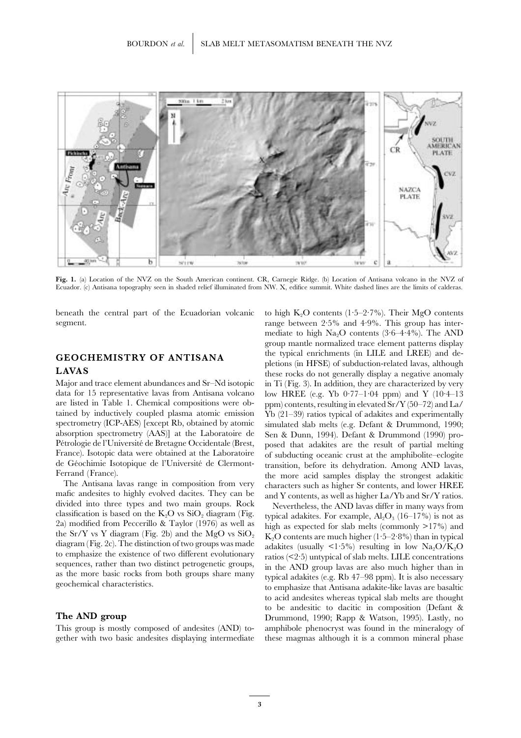**Fig. 1.** (a) Location of the NVZ on the South American continent. CR, Carnegie Ridge. (b) Location of Antisana volcano in the NVZ of Ecuador. (c) Antisana topography seen in shaded relief illuminated from NW. X, edifice summit. White dashed lines are the limits of calderas.

beneath the central part of the Ecuadorian volcanic segment.

## GEOCHEMISTRY OF ANTISANA LAVAS

Major and trace element abundances and Sr–Nd isotopic data for 15 representative lavas from Antisana volcano are listed in Table 1. Chemical compositions were obtained by inductively coupled plasma atomic emission spectrometry (ICP-AES) [except Rb, obtained by atomic absorption spectrometry (AAS)] at the Laboratoire de Pétrologie de l'Université de Bretagne Occidentale (Brest, France). Isotopic data were obtained at the Laboratoire de Géochimie Isotopique de l'Université de Clermont-Ferrand (France).

The Antisana lavas range in composition from very mafic andesites to highly evolved dacites. They can be divided into three types and two main groups. Rock classification is based on the $K_2O$ vs $SiO_2$ diagram (Fig. 2a) modified from Peccerillo & Taylor (1976) as well as the Sr/Y vs Y diagram (Fig. 2b) and the MgO vs $SiO_2$ diagram (Fig. 2c). The distinction of two groups was made to emphasize the existence of two different evolutionary sequences, rather than two distinct petrogenetic groups, as the more basic rocks from both groups share many geochemical characteristics.

### The AND group

This group is mostly composed of andesites (AND) together with two basic andesites displaying intermediate to high $K_2O$ contents (1·5–2·7%). Their MgO contents range between 2·5% and 4·9%. This group has intermediate to high $Na_2O$ contents (3·6–4·4%). The AND group mantle normalized trace element patterns display the typical enrichments (in LILE and LREE) and depletions (in HFSE) of subduction-related lavas, although these rocks do not generally display a negative anomaly in Ti (Fig. 3). In addition, they are characterized by very low HREE (e.g. Yb 0·77–1·04 ppm) and Y (10·4–13 ppm) contents, resulting in elevated Sr/Y (50–72) and La/Yb (21–39) ratios typical of adakites and experimentally simulated slab melts (e.g. Defant & Drummond, 1990; Sen & Dunn, 1994). Defant & Drummond (1990) proposed that adakites are the result of partial melting of subducting oceanic crust at the amphibolite–eclogite transition, before its dehydration. Among AND lavas, the more acid samples display the strongest adakitic characters such as higher Sr contents, and lower HREE and Y contents, as well as higher La/Yb and Sr/Y ratios.

Nevertheless, the AND lavas differ in many ways from typical adakites. For example, $Al_2O_3$ (16–17%) is not as high as expected for slab melts (commonly >17%) and $K_2O$ contents are much higher (1·5–2·8%) than in typical adakites (usually <1·5%) resulting in low $Na_2O/K_2O$ ratios (<2·5) untypical of slab melts. LILE concentrations in the AND group lavas are also much higher than in typical adakites (e.g. Rb 47–98 ppm). It is also necessary to emphasize that Antisana adakite-like lavas are basaltic to acid andesites whereas typical slab melts are thought to be andesitic to dacitic in composition (Defant & Drummond, 1990; Rapp & Watson, 1995). Lastly, no amphibole phenocryst was found in the mineralogy of these magmas although it is a common mineral phase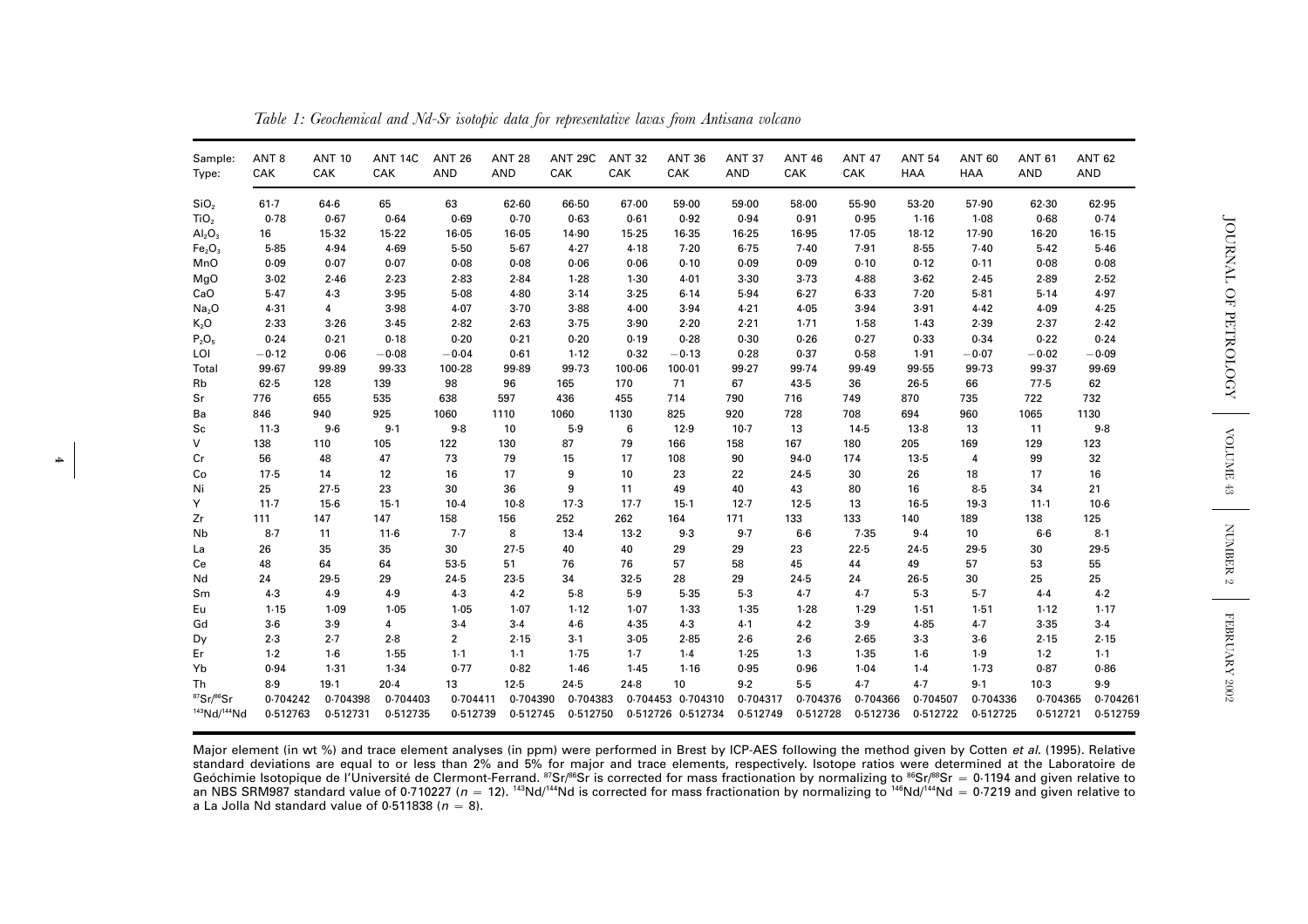*Table 1: Geochemical and Nd-Sr isotopic data for representative lavas from Antisana volcano*

| Sample: | ANT 8 | ANT 10 | ANT 14C | ANT 26 | ANT 28 | ANT 29C | ANT 32 | ANT 36 | ANT 37 | ANT 46 | ANT 47 | ANT 54 | ANT 60 | ANT 61 | ANT 62 |
|---|---|---|---|---|---|---|---|---|---|---|---|---|---|---|---|
| Type: | CAK | CAK | CAK | AND | AND | CAK | CAK | CAK | AND | CAK | CAK | HAA | HAA | AND | AND |
| $SiO_2$ | 61·7 | 64·6 | 65 | 63 | 62·60 | 66·50 | 67·00 | 59·00 | 59·00 | 58·00 | 55·90 | 53·20 | 57·90 | 62·30 | 62·95 |
| $TiO_2$ | 0·78 | 0·67 | 0·64 | 0·69 | 0·70 | 0·63 | 0·61 | 0·92 | 0·94 | 0·91 | 0·95 | 1·16 | 1·08 | 0·68 | 0·74 |
| $Al_2O_3$ | 16 | 15·32 | 15·22 | 16·05 | 16·05 | 14·90 | 15·25 | 16·35 | 16·25 | 16·95 | 17·05 | 18·12 | 17·90 | 16·20 | 16·15 |
| $Fe_2O_3$ | 5·85 | 4·94 | 4·69 | 5·50 | 5·67 | 4·27 | 4·18 | 7·20 | 6·75 | 7·40 | 7·91 | 8·55 | 7·40 | 5·42 | 5·46 |
| MnO | 0·09 | 0·07 | 0·07 | 0·08 | 0·08 | 0·06 | 0·06 | 0·10 | 0·09 | 0·09 | 0·10 | 0·12 | 0·11 | 0·08 | 0·08 |
| MgO | 3·02 | 2·46 | 2·23 | 2·83 | 2·84 | 1·28 | 1·30 | 4·01 | 3·30 | 3·73 | 4·88 | 3·62 | 2·45 | 2·89 | 2·52 |
| CaO | 5·47 | 4·3 | 3·95 | 5·08 | 4·80 | 3·14 | 3·25 | 6·14 | 5·94 | 6·27 | 6·33 | 7·20 | 5·81 | 5·14 | 4·97 |
| $Na_2O$ | 4·31 | 4 | 3·98 | 4·07 | 3·70 | 3·88 | 4·00 | 3·94 | 4·21 | 4·05 | 3·94 | 3·91 | 4·42 | 4·09 | 4·25 |
| $K_2O$ | 2·33 | 3·26 | 3·45 | 2·82 | 2·63 | 3·75 | 3·90 | 2·20 | 2·21 | 1·71 | 1·58 | 1·43 | 2·39 | 2·37 | 2·42 |
| $P_2O_5$ | 0·24 | 0·21 | 0·18 | 0·20 | 0·21 | 0·20 | 0·19 | 0·28 | 0·30 | 0·26 | 0·27 | 0·33 | 0·34 | 0·22 | 0·24 |
| LOI | −0·12 | 0·06 | −0·08 | −0·04 | 0·61 | 1·12 | 0·32 | −0·13 | 0·28 | 0·37 | 0·58 | 1·91 | −0·07 | −0·02 | −0·09 |
| Total | 99·67 | 99·89 | 99·33 | 100·28 | 99·89 | 99·73 | 100·06 | 100·01 | 99·27 | 99·74 | 99·49 | 99·55 | 99·73 | 99·37 | 99·69 |
| Rb | 62·5 | 128 | 139 | 98 | 96 | 165 | 170 | 71 | 67 | 43·5 | 36 | 26·5 | 66 | 77·5 | 62 |
| Sr | 776 | 655 | 535 | 638 | 597 | 436 | 455 | 714 | 790 | 716 | 749 | 870 | 735 | 722 | 732 |
| Ba | 846 | 940 | 925 | 1060 | 1110 | 1060 | 1130 | 825 | 920 | 728 | 708 | 694 | 960 | 1065 | 1130 |
| Sc | 11·3 | 9·6 | 9·1 | 9·8 | 10 | 5·9 | 6 | 12·9 | 10·7 | 13 | 14·5 | 13·8 | 13 | 11 | 9·8 |
| V | 138 | 110 | 105 | 122 | 130 | 87 | 79 | 166 | 158 | 167 | 180 | 205 | 169 | 129 | 123 |
| Cr | 56 | 48 | 47 | 73 | 79 | 15 | 17 | 108 | 90 | 94·0 | 174 | 13·5 | 4 | 99 | 32 |
| Co | 17·5 | 14 | 12 | 16 | 17 | 9 | 10 | 23 | 22 | 24·5 | 30 | 26 | 18 | 17 | 16 |
| Ni | 25 | 27·5 | 23 | 30 | 36 | 9 | 11 | 49 | 40 | 43 | 80 | 16 | 8·5 | 34 | 21 |
| Y | 11·7 | 15·6 | 15·1 | 10·4 | 10·8 | 17·3 | 17·7 | 15·1 | 12·7 | 12·5 | 13 | 16·5 | 19·3 | 11·1 | 10·6 |
| Zr | 111 | 147 | 147 | 158 | 156 | 252 | 262 | 164 | 171 | 133 | 133 | 140 | 189 | 138 | 125 |
| Nb | 8·7 | 11 | 11·6 | 7·7 | 8 | 13·4 | 13·2 | 9·3 | 9·7 | 6·6 | 7·35 | 9·4 | 10 | 6·6 | 8·1 |
| La | 26 | 35 | 35 | 30 | 27·5 | 40 | 40 | 29 | 29 | 23 | 22·5 | 24·5 | 29·5 | 30 | 29·5 |
| Ce | 48 | 64 | 64 | 53·5 | 51 | 76 | 76 | 57 | 58 | 45 | 44 | 49 | 57 | 53 | 55 |
| Nd | 24 | 29·5 | 29 | 24·5 | 23·5 | 34 | 32·5 | 28 | 29 | 24·5 | 24 | 26·5 | 30 | 25 | 25 |
| Sm | 4·3 | 4·9 | 4·9 | 4·3 | 4·2 | 5·8 | 5·9 | 5·35 | 5·3 | 4·7 | 4·7 | 5·3 | 5·7 | 4·4 | 4·2 |
| Eu | 1·15 | 1·09 | 1·05 | 1·05 | 1·07 | 1·12 | 1·07 | 1·33 | 1·35 | 1·28 | 1·29 | 1·51 | 1·51 | 1·12 | 1·17 |
| Gd | 3·6 | 3·9 | 4 | 3·4 | 3·4 | 4·6 | 4·35 | 4·3 | 4·1 | 4·2 | 3·9 | 4·85 | 4·7 | 3·35 | 3·4 |
| Dy | 2·3 | 2·7 | 2·8 | 2 | 2·15 | 3·1 | 3·05 | 2·85 | 2·6 | 2·6 | 2·65 | 3·3 | 3·6 | 2·15 | 2·15 |
| Er | 1·2 | 1·6 | 1·55 | 1·1 | 1·1 | 1·75 | 1·7 | 1·4 | 1·25 | 1·3 | 1·35 | 1·6 | 1·9 | 1·2 | 1·1 |
| Yb | 0·94 | 1·31 | 1·34 | 0·77 | 0·82 | 1·46 | 1·45 | 1·16 | 0·95 | 0·96 | 1·04 | 1·4 | 1·73 | 0·87 | 0·86 |
| Th | 8·9 | 19·1 | 20·4 | 13 | 12·5 | 24·5 | 24·8 | 10 | 9·2 | 5·5 | 4·7 | 4·7 | 9·1 | 10·3 | 9·9 |
| $^{87}Sr/^{86}Sr$ | 0·704242 | 0·704398 | 0·704403 | 0·704411 | 0·704390 | 0·704383 | 0·704453 | 0·704310 | 0·704317 | 0·704376 | 0·704366 | 0·704507 | 0·704336 | 0·704365 | 0·704261 |
| $^{143}Nd/^{144}Nd$ | 0·512763 | 0·512731 | 0·512735 | 0·512739 | 0·512745 | 0·512750 | 0·512726 | 0·512734 | 0·512749 | 0·512728 | 0·512736 | 0·512722 | 0·512725 | 0·512721 | 0·512759 |

Major element (in wt %) and trace element analyses (in ppm) were performed in Brest by ICP-AES following the method given by Cotten *et al.* (1995). Relative standard deviations are equal to or less than 2% and 5% for major and trace elements, respectively. Isotope ratios were determined at the Laboratoire de Geóchimie Isotopique de l'Université de Clermont-Ferrand. $^{87}Sr/^{86}Sr$ is corrected for mass fractionation by normalizing to $^{86}Sr/^{88}Sr = 0·1194$ and given relative to an NBS SRM987 standard value of 0·710227 ($n = 12$). $^{143}Nd/^{144}Nd$ is corrected for mass fractionation by normalizing to $^{146}Nd/^{144}Nd = 0·7219$ and given relative to a La Jolla Nd standard value of 0·511838 ($n = 8$).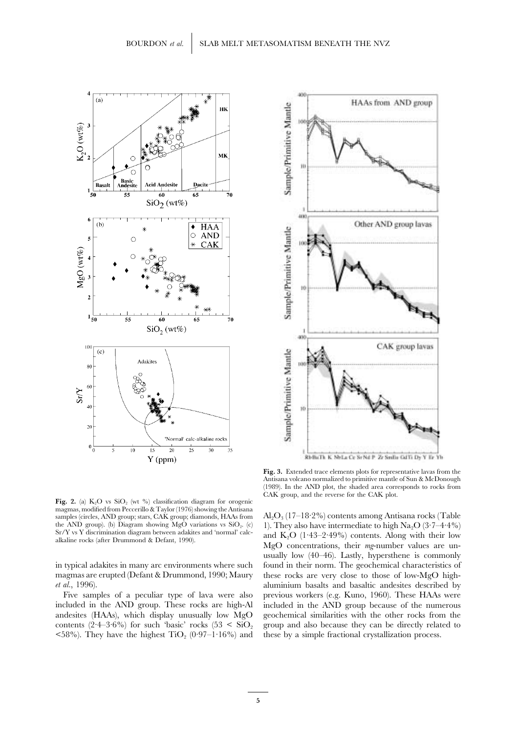**Fig. 2.** (a) $K_2O$ vs $SiO_2$ (wt %) classification diagram for orogenic magmas, modified from Peccerillo & Taylor (1976) showing the Antisana samples (circles, AND group; stars, CAK group; diamonds, HAAs from the AND group). (b) Diagram showing MgO variations vs $SiO_2$. (c) Sr/Y vs Y discrimination diagram between adakites and 'normal' calc-alkaline rocks (after Drummond & Defant, 1990).

**Fig. 3.** Extended trace elements plots for representative lavas from the Antisana volcano normalized to primitive mantle of Sun & McDonough (1989). In the AND plot, the shaded area corresponds to rocks from CAK group, and the reverse for the CAK plot.

in typical adakites in many arc environments where such magmas are erupted (Defant & Drummond, 1990; Maury *et al.*, 1996).

Five samples of a peculiar type of lava were also included in the AND group. These rocks are high-Al andesites (HAAs), which display unusually low MgO contents (2·4–3·6%) for such 'basic' rocks ($53 < SiO_2 < 58\%$). They have the highest $TiO_2$ (0·97–1·16%) and $Al_2O_3$ (17–18·2%) contents among Antisana rocks (Table 1). They also have intermediate to high $Na_2O$ (3·7–4·4%) and $K_2O$ (1·43–2·49%) contents. Along with their low MgO concentrations, their *mg*-number values are unusually low (40–46). Lastly, hypersthene is commonly found in their norm. The geochemical characteristics of these rocks are very close to those of low-MgO high-aluminium basalts and basaltic andesites described by previous workers (e.g. Kuno, 1960). These HAAs were included in the AND group because of the numerous geochemical similarities with the other rocks from the group and also because they can be directly related to these by a simple fractional crystallization process.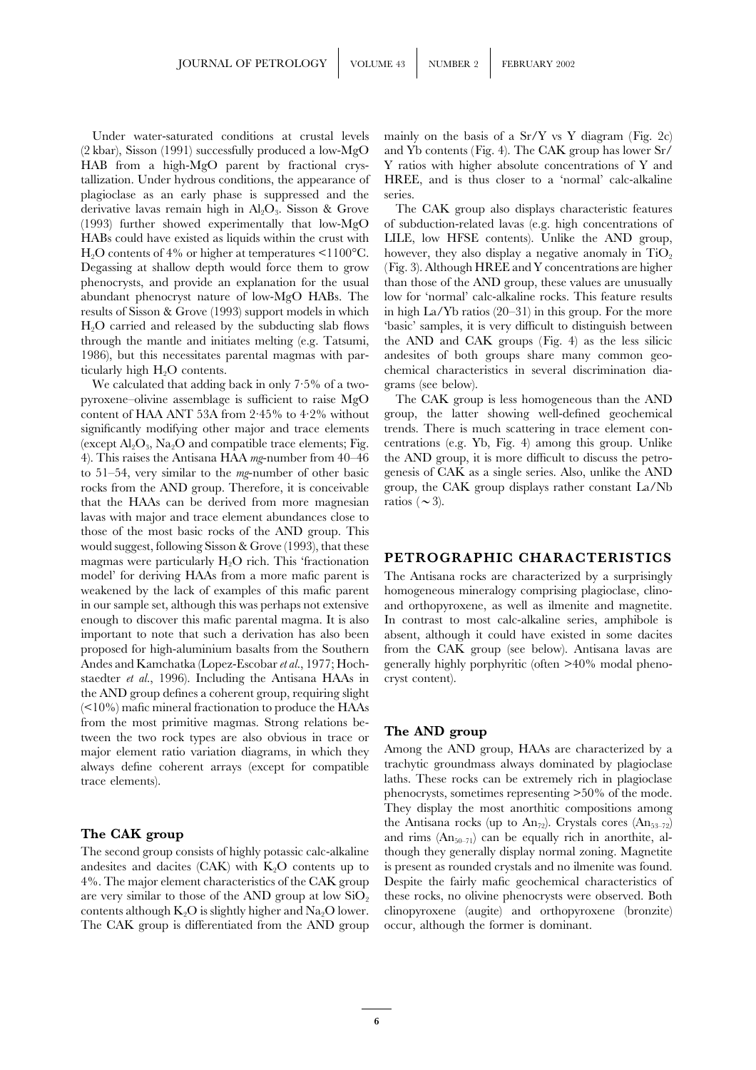Under water-saturated conditions at crustal levels (2 kbar), Sisson (1991) successfully produced a low-MgO HAB from a high-MgO parent by fractional crystallization. Under hydrous conditions, the appearance of plagioclase as an early phase is suppressed and the derivative lavas remain high in $Al_2O_3$. Sisson & Grove (1993) further showed experimentally that low-MgO HABs could have existed as liquids within the crust with $H_2O$ contents of 4% or higher at temperatures <1100°C. Degassing at shallow depth would force them to grow phenocrysts, and provide an explanation for the usual abundant phenocryst nature of low-MgO HABs. The results of Sisson & Grove (1993) support models in which $H_2O$ carried and released by the subducting slab flows through the mantle and initiates melting (e.g. Tatsumi, 1986), but this necessitates parental magmas with particularly high $H_2O$ contents.

We calculated that adding back in only 7·5% of a two-pyroxene–olivine assemblage is sufficient to raise MgO content of HAA ANT 53A from 2·45% to 4·2% without significantly modifying other major and trace elements (except $Al_2O_3$, $Na_2O$ and compatible trace elements; Fig. 4). This raises the Antisana HAA *mg*-number from 40–46 to 51–54, very similar to the *mg*-number of other basic rocks from the AND group. Therefore, it is conceivable that the HAAs can be derived from more magnesian lavas with major and trace element abundances close to those of the most basic rocks of the AND group. This would suggest, following Sisson & Grove (1993), that these magmas were particularly $H_2O$ rich. This 'fractionation model' for deriving HAAs from a more mafic parent is weakened by the lack of examples of this mafic parent in our sample set, although this was perhaps not extensive enough to discover this mafic parental magma. It is also important to note that such a derivation has also been proposed for high-aluminium basalts from the Southern Andes and Kamchatka (Lopez-Escobar *et al.*, 1977; Hochstaedter *et al.*, 1996). Including the Antisana HAAs in the AND group defines a coherent group, requiring slight (<10%) mafic mineral fractionation to produce the HAAs from the most primitive magmas. Strong relations between the two rock types are also obvious in trace or major element ratio variation diagrams, in which they always define coherent arrays (except for compatible trace elements).

### The CAK group

The second group consists of highly potassic calc-alkaline andesites and dacites (CAK) with $K_2O$ contents up to 4%. The major element characteristics of the CAK group are very similar to those of the AND group at low $SiO_2$ contents although $K_2O$ is slightly higher and $Na_2O$ lower. The CAK group is differentiated from the AND group mainly on the basis of a Sr/Y vs Y diagram (Fig. 2c) and Yb contents (Fig. 4). The CAK group has lower Sr/Y ratios with higher absolute concentrations of Y and HREE, and is thus closer to a 'normal' calc-alkaline series.

The CAK group also displays characteristic features of subduction-related lavas (e.g. high concentrations of LILE, low HFSE contents). Unlike the AND group, however, they also display a negative anomaly in $TiO_2$ (Fig. 3). Although HREE and Y concentrations are higher than those of the AND group, these values are unusually low for 'normal' calc-alkaline rocks. This feature results in high La/Yb ratios (20–31) in this group. For the more 'basic' samples, it is very difficult to distinguish between the AND and CAK groups (Fig. 4) as the less silicic andesites of both groups share many common geochemical characteristics in several discrimination diagrams (see below).

The CAK group is less homogeneous than the AND group, the latter showing well-defined geochemical trends. There is much scattering in trace element concentrations (e.g. Yb, Fig. 4) among this group. Unlike the AND group, it is more difficult to discuss the petrogenesis of CAK as a single series. Also, unlike the AND group, the CAK group displays rather constant La/Nb ratios (∼3).

## PETROGRAPHIC CHARACTERISTICS

The Antisana rocks are characterized by a surprisingly homogeneous mineralogy comprising plagioclase, clino- and orthopyroxene, as well as ilmenite and magnetite. In contrast to most calc-alkaline series, amphibole is absent, although it could have existed in some dacites from the CAK group (see below). Antisana lavas are generally highly porphyritic (often >40% modal phenocryst content).

### The AND group

Among the AND group, HAAs are characterized by a trachytic groundmass always dominated by plagioclase laths. These rocks can be extremely rich in plagioclase phenocrysts, sometimes representing >50% of the mode. They display the most anorthitic compositions among the Antisana rocks (up to $An_{72}$). Crystals cores ($An_{53-72}$) and rims ($An_{50-71}$) can be equally rich in anorthite, although they generally display normal zoning. Magnetite is present as rounded crystals and no ilmenite was found. Despite the fairly mafic geochemical characteristics of these rocks, no olivine phenocrysts were observed. Both clinopyroxene (augite) and orthopyroxene (bronzite) occur, although the former is dominant.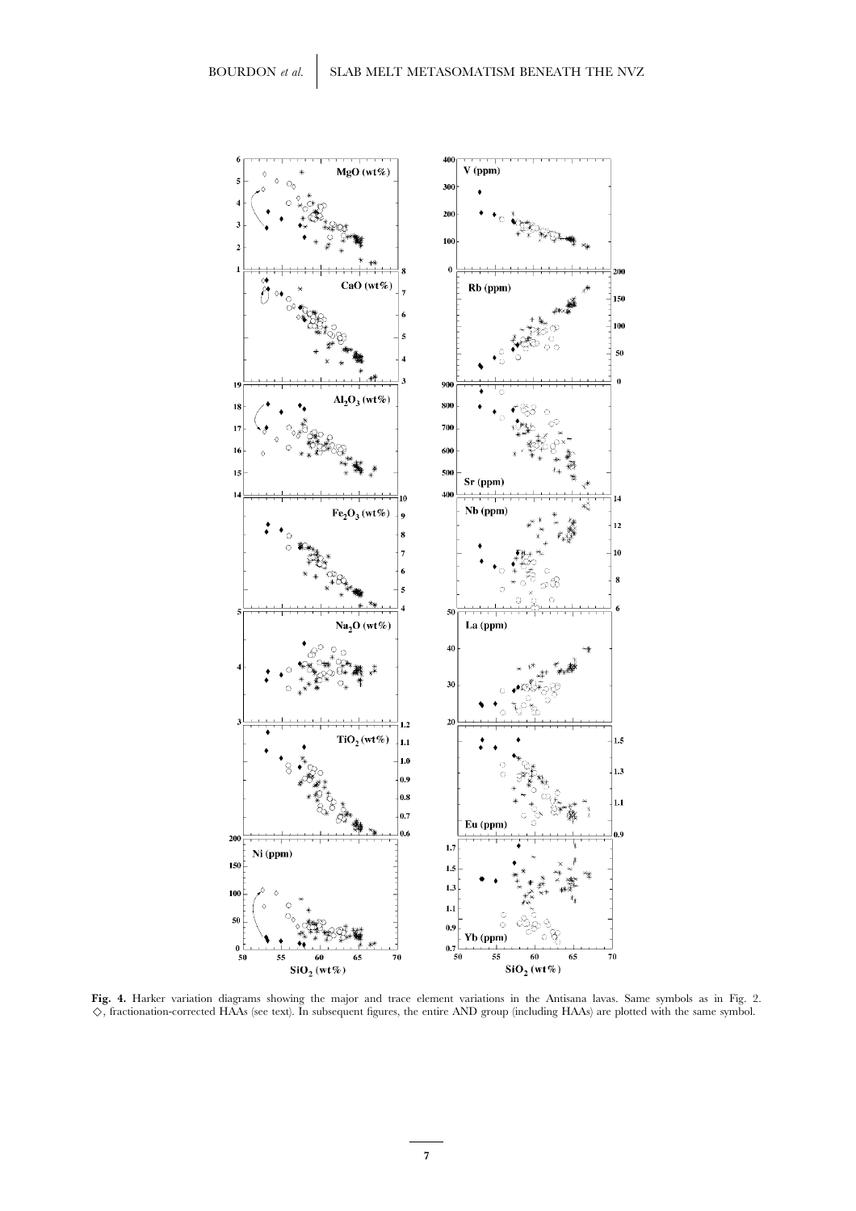**Fig. 4.** Harker variation diagrams showing the major and trace element variations in the Antisana lavas. Same symbols as in Fig. 2. ◇, fractionation-corrected HAAs (see text). In subsequent figures, the entire AND group (including HAAs) are plotted with the same symbol.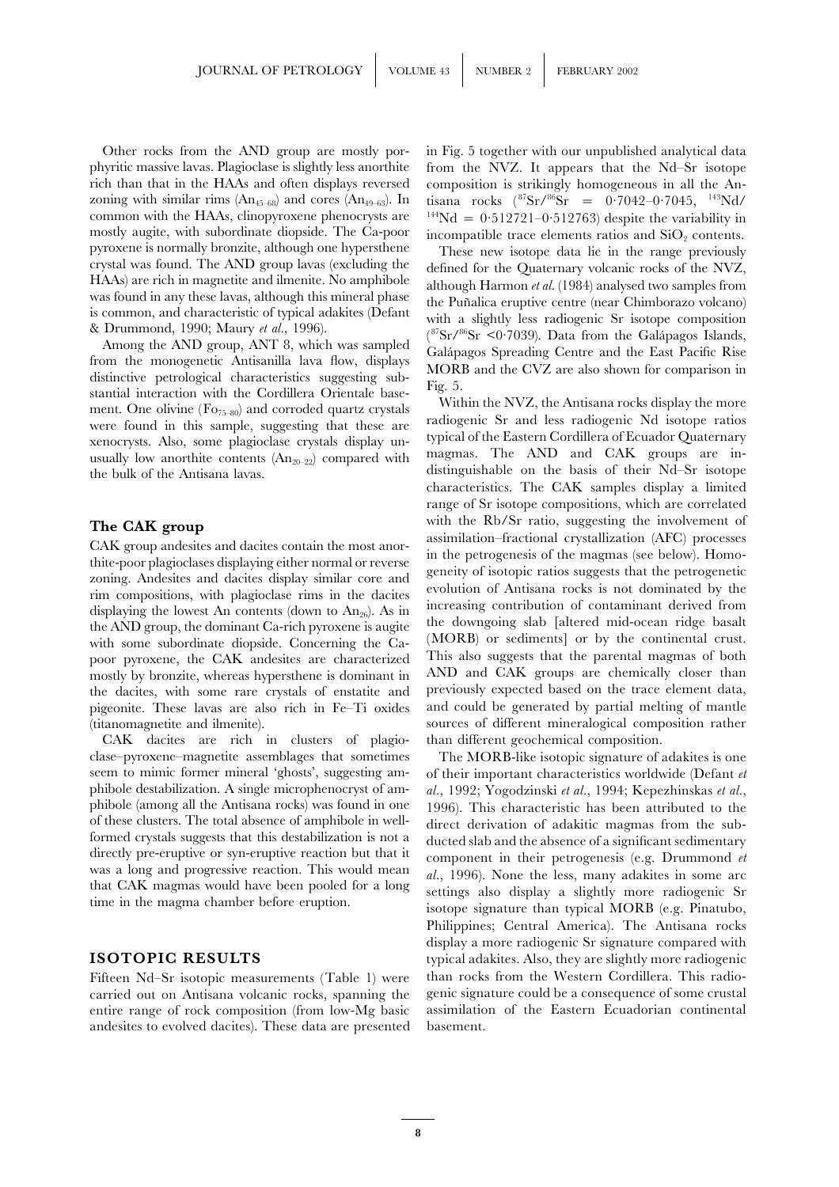Other rocks from the AND group are mostly porphyritic massive lavas. Plagioclase is slightly less anorthite rich than that in the HAAs and often displays reversed zoning with similar rims ($An_{45-68}$) and cores ($An_{49-63}$). In common with the HAAs, clinopyroxene phenocrysts are mostly augite, with subordinate diopside. The Ca-poor pyroxene is normally bronzite, although one hypersthene crystal was found. The AND group lavas (excluding the HAAs) are rich in magnetite and ilmenite. No amphibole was found in any these lavas, although this mineral phase is common, and characteristic of typical adakites (Defant & Drummond, 1990; Maury *et al.*, 1996).

Among the AND group, ANT 8, which was sampled from the monogenetic Antisanilla lava flow, displays distinctive petrological characteristics suggesting substantial interaction with the Cordillera Orientale basement. One olivine ($Fo_{75-80}$) and corroded quartz crystals were found in this sample, suggesting that these are xenocrysts. Also, some plagioclase crystals display unusually low anorthite contents ($An_{20-22}$) compared with the bulk of the Antisana lavas.

## The CAK group

CAK group andesites and dacites contain the most anorthite-poor plagioclases displaying either normal or reverse zoning. Andesites and dacites display similar core and rim compositions, with plagioclase rims in the dacites displaying the lowest An contents (down to $An_{26}$). As in the AND group, the dominant Ca-rich pyroxene is augite with some subordinate diopside. Concerning the Ca-poor pyroxene, the CAK andesites are characterized mostly by bronzite, whereas hypersthene is dominant in the dacites, with some rare crystals of enstatite and pigeonite. These lavas are also rich in Fe–Ti oxides (titanomagnetite and ilmenite).

CAK dacites are rich in clusters of plagioclase–pyroxene–magnetite assemblages that sometimes seem to mimic former mineral 'ghosts', suggesting amphibole destabilization. A single microphenocryst of amphibole (among all the Antisana rocks) was found in one of these clusters. The total absence of amphibole in well-formed crystals suggests that this destabilization is not a directly pre-eruptive or syn-eruptive reaction but that it was a long and progressive reaction. This would mean that CAK magmas would have been pooled for a long time in the magma chamber before eruption.

# ISOTOPIC RESULTS

Fifteen Nd–Sr isotopic measurements (Table 1) were carried out on Antisana volcanic rocks, spanning the entire range of rock composition (from low-Mg basic andesites to evolved dacites). These data are presented in Fig. 5 together with our unpublished analytical data from the NVZ. It appears that the Nd–Sr isotope composition is strikingly homogeneous in all the Antisana rocks ($^{87}Sr/^{86}Sr$ = 0·7042–0·7045, $^{143}Nd/^{144}Nd$ = 0·512721–0·512763) despite the variability in incompatible trace elements ratios and $SiO_2$ contents.

These new isotope data lie in the range previously defined for the Quaternary volcanic rocks of the NVZ, although Harmon *et al.* (1984) analysed two samples from the Puñalica eruptive centre (near Chimborazo volcano) with a slightly less radiogenic Sr isotope composition ($^{87}Sr/^{86}Sr$ <0·7039). Data from the Galápagos Islands, Galápagos Spreading Centre and the East Pacific Rise MORB and the CVZ are also shown for comparison in Fig. 5.

Within the NVZ, the Antisana rocks display the more radiogenic Sr and less radiogenic Nd isotope ratios typical of the Eastern Cordillera of Ecuador Quaternary magmas. The AND and CAK groups are indistinguishable on the basis of their Nd–Sr isotope characteristics. The CAK samples display a limited range of Sr isotope compositions, which are correlated with the Rb/Sr ratio, suggesting the involvement of assimilation–fractional crystallization (AFC) processes in the petrogenesis of the magmas (see below). Homogeneity of isotopic ratios suggests that the petrogenetic evolution of Antisana rocks is not dominated by the increasing contribution of contaminant derived from the downgoing slab [altered mid-ocean ridge basalt (MORB) or sediments] or by the continental crust. This also suggests that the parental magmas of both AND and CAK groups are chemically closer than previously expected based on the trace element data, and could be generated by partial melting of mantle sources of different mineralogical composition rather than different geochemical composition.

The MORB-like isotopic signature of adakites is one of their important characteristics worldwide (Defant *et al.*, 1992; Yogodzinski *et al.*, 1994; Kepezhinskas *et al.*, 1996). This characteristic has been attributed to the direct derivation of adakitic magmas from the subducted slab and the absence of a significant sedimentary component in their petrogenesis (e.g. Drummond *et al.*, 1996). None the less, many adakites in some arc settings also display a slightly more radiogenic Sr isotope signature than typical MORB (e.g. Pinatubo, Philippines; Central America). The Antisana rocks display a more radiogenic Sr signature compared with typical adakites. Also, they are slightly more radiogenic than rocks from the Western Cordillera. This radiogenic signature could be a consequence of some crustal assimilation of the Eastern Ecuadorian continental basement.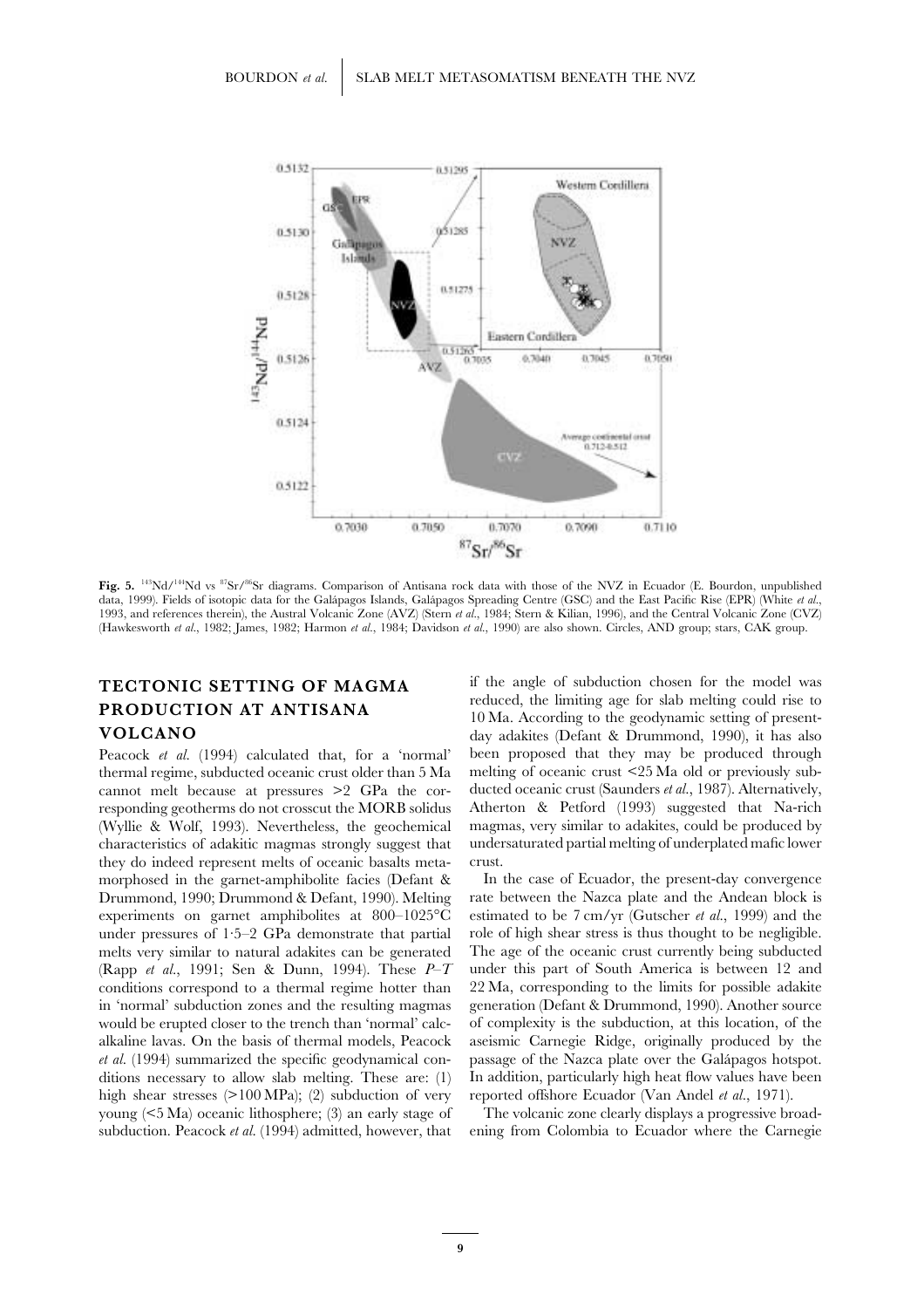**Fig. 5.** $^{143}Nd/^{144}Nd$ vs $^{87}Sr/^{86}Sr$ diagrams. Comparison of Antisana rock data with those of the NVZ in Ecuador (E. Bourdon, unpublished data, 1999). Fields of isotopic data for the Galápagos Islands, Galápagos Spreading Centre (GSC) and the East Pacific Rise (EPR) (White *et al.*, 1993, and references therein), the Austral Volcanic Zone (AVZ) (Stern *et al.*, 1984; Stern & Kilian, 1996), and the Central Volcanic Zone (CVZ) (Hawkesworth *et al.*, 1982; James, 1982; Harmon *et al.*, 1984; Davidson *et al.*, 1990) are also shown. Circles, AND group; stars, CAK group.

## TECTONIC SETTING OF MAGMA PRODUCTION AT ANTISANA VOLCANO

Peacock *et al.* (1994) calculated that, for a 'normal' thermal regime, subducted oceanic crust older than 5 Ma cannot melt because at pressures >2 GPa the corresponding geotherms do not crosscut the MORB solidus (Wyllie & Wolf, 1993). Nevertheless, the geochemical characteristics of adakitic magmas strongly suggest that they do indeed represent melts of oceanic basalts metamorphosed in the garnet-amphibolite facies (Defant & Drummond, 1990; Drummond & Defant, 1990). Melting experiments on garnet amphibolites at 800–1025°C under pressures of 1·5–2 GPa demonstrate that partial melts very similar to natural adakites can be generated (Rapp *et al.*, 1991; Sen & Dunn, 1994). These *P–T* conditions correspond to a thermal regime hotter than in 'normal' subduction zones and the resulting magmas would be erupted closer to the trench than 'normal' calc-alkaline lavas. On the basis of thermal models, Peacock *et al.* (1994) summarized the specific geodynamical conditions necessary to allow slab melting. These are: (1) high shear stresses (>100 MPa); (2) subduction of very young (<5 Ma) oceanic lithosphere; (3) an early stage of subduction. Peacock *et al.* (1994) admitted, however, that if the angle of subduction chosen for the model was reduced, the limiting age for slab melting could rise to 10 Ma. According to the geodynamic setting of present-day adakites (Defant & Drummond, 1990), it has also been proposed that they may be produced through melting of oceanic crust <25 Ma old or previously subducted oceanic crust (Saunders *et al.*, 1987). Alternatively, Atherton & Petford (1993) suggested that Na-rich magmas, very similar to adakites, could be produced by undersaturated partial melting of underplated mafic lower crust.

In the case of Ecuador, the present-day convergence rate between the Nazca plate and the Andean block is estimated to be 7 cm/yr (Gutscher *et al.*, 1999) and the role of high shear stress is thus thought to be negligible. The age of the oceanic crust currently being subducted under this part of South America is between 12 and 22 Ma, corresponding to the limits for possible adakite generation (Defant & Drummond, 1990). Another source of complexity is the subduction, at this location, of the aseismic Carnegie Ridge, originally produced by the passage of the Nazca plate over the Galápagos hotspot. In addition, particularly high heat flow values have been reported offshore Ecuador (Van Andel *et al.*, 1971).

The volcanic zone clearly displays a progressive broadening from Colombia to Ecuador where the Carnegie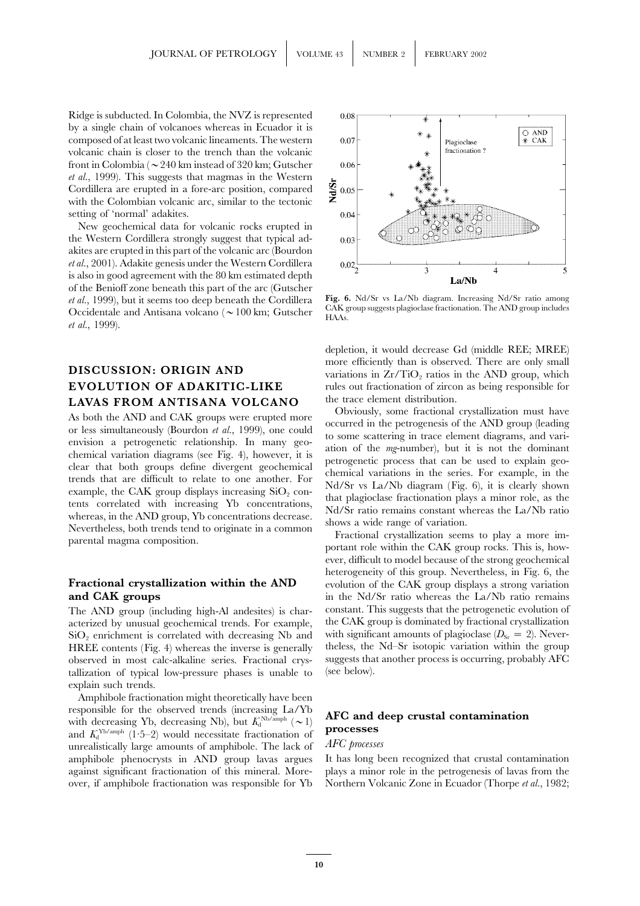Ridge is subducted. In Colombia, the NVZ is represented by a single chain of volcanoes whereas in Ecuador it is composed of at least two volcanic lineaments. The western volcanic chain is closer to the trench than the volcanic front in Colombia (∼240 km instead of 320 km; Gutscher *et al.*, 1999). This suggests that magmas in the Western Cordillera are erupted in a fore-arc position, compared with the Colombian volcanic arc, similar to the tectonic setting of 'normal' adakites.

New geochemical data for volcanic rocks erupted in the Western Cordillera strongly suggest that typical adakites are erupted in this part of the volcanic arc (Bourdon *et al.*, 2001). Adakite genesis under the Western Cordillera is also in good agreement with the 80 km estimated depth of the Benioff zone beneath this part of the arc (Gutscher *et al.*, 1999), but it seems too deep beneath the Cordillera Occidentale and Antisana volcano (∼100 km; Gutscher *et al.*, 1999).

**Fig. 6.** Nd/Sr vs La/Nb diagram. Increasing Nd/Sr ratio among CAK group suggests plagioclase fractionation. The AND group includes HAAs.

## DISCUSSION: ORIGIN AND EVOLUTION OF ADAKITIC-LIKE LAVAS FROM ANTISANA VOLCANO

As both the AND and CAK groups were erupted more or less simultaneously (Bourdon *et al.*, 1999), one could envision a petrogenetic relationship. In many geochemical variation diagrams (see Fig. 4), however, it is clear that both groups define divergent geochemical trends that are difficult to relate to one another. For example, the CAK group displays increasing $SiO_2$ contents correlated with increasing Yb concentrations, whereas, in the AND group, Yb concentrations decrease. Nevertheless, both trends tend to originate in a common parental magma composition.

### Fractional crystallization within the AND and CAK groups

The AND group (including high-Al andesites) is characterized by unusual geochemical trends. For example, $SiO_2$ enrichment is correlated with decreasing Nb and HREE contents (Fig. 4) whereas the inverse is generally observed in most calc-alkaline series. Fractional crystallization of typical low-pressure phases is unable to explain such trends.

Amphibole fractionation might theoretically have been responsible for the observed trends (increasing La/Yb with decreasing Yb, decreasing Nb), but $K_d^{Nb/amph}$ (∼1) and $K_d^{Yb/amph}$ (1·5–2) would necessitate fractionation of unrealistically large amounts of amphibole. The lack of amphibole phenocrysts in AND group lavas argues against significant fractionation of this mineral. Moreover, if amphibole fractionation was responsible for Yb depletion, it would decrease Gd (middle REE; MREE) more efficiently than is observed. There are only small variations in $Zr/TiO_2$ ratios in the AND group, which rules out fractionation of zircon as being responsible for the trace element distribution.

Obviously, some fractional crystallization must have occurred in the petrogenesis of the AND group (leading to some scattering in trace element diagrams, and variation of the *mg*-number), but it is not the dominant petrogenetic process that can be used to explain geochemical variations in the series. For example, in the Nd/Sr vs La/Nb diagram (Fig. 6), it is clearly shown that plagioclase fractionation plays a minor role, as the Nd/Sr ratio remains constant whereas the La/Nb ratio shows a wide range of variation.

Fractional crystallization seems to play a more important role within the CAK group rocks. This is, however, difficult to model because of the strong geochemical heterogeneity of this group. Nevertheless, in Fig. 6, the evolution of the CAK group displays a strong variation in the Nd/Sr ratio whereas the La/Nb ratio remains constant. This suggests that the petrogenetic evolution of the CAK group is dominated by fractional crystallization with significant amounts of plagioclase ($D_{Sr} = 2$). Nevertheless, the Nd–Sr isotopic variation within the group suggests that another process is occurring, probably AFC (see below).

### AFC and deep crustal contamination processes

*AFC processes*

It has long been recognized that crustal contamination plays a minor role in the petrogenesis of lavas from the Northern Volcanic Zone in Ecuador (Thorpe *et al.*, 1982;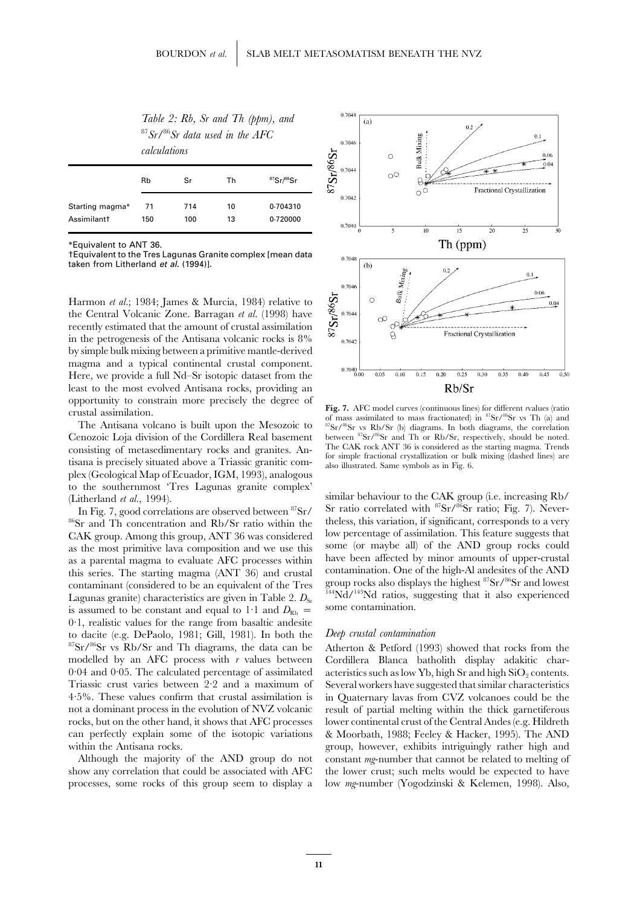*Table 2: Rb, Sr and Th (ppm), and* $^{87}Sr/^{86}Sr$ *data used in the AFC calculations*

| | Rb | Sr | Th | $^{87}Sr/^{86}Sr$ |
|---|---|---|---|---|
| Starting magma* | 71 | 714 | 10 | 0·704310 |
| Assimilant† | 150 | 100 | 13 | 0·720000 |

*Equivalent to ANT 36.
†Equivalent to the Tres Lagunas Granite complex [mean data taken from Litherland *et al.* (1994)].

Harmon *et al.*; 1984; James & Murcia, 1984) relative to the Central Volcanic Zone. Barragan *et al.* (1998) have recently estimated that the amount of crustal assimilation in the petrogenesis of the Antisana volcanic rocks is 8% by simple bulk mixing between a primitive mantle-derived magma and a typical continental crustal component. Here, we provide a full Nd–Sr isotopic dataset from the least to the most evolved Antisana rocks, providing an opportunity to constrain more precisely the degree of crustal assimilation.

The Antisana volcano is built upon the Mesozoic to Cenozoic Loja division of the Cordillera Real basement consisting of metasedimentary rocks and granites. Antisana is precisely situated above a Triassic granitic complex (Geological Map of Ecuador, IGM, 1993), analogous to the southernmost 'Tres Lagunas granite complex' (Litherland *et al.*, 1994).

In Fig. 7, good correlations are observed between $^{87}Sr/^{86}Sr$ and Th concentration and Rb/Sr ratio within the CAK group. Among this group, ANT 36 was considered as the most primitive lava composition and we use this as a parental magma to evaluate AFC processes within this series. The starting magma (ANT 36) and crustal contaminant (considered to be an equivalent of the Tres Lagunas granite) characteristics are given in Table 2. $D_{Sr}$ is assumed to be constant and equal to 1·1 and $D_{Rb}$ = 0·1, realistic values for the range from basaltic andesite to dacite (e.g. DePaolo, 1981; Gill, 1981). In both the $^{87}Sr/^{86}Sr$ vs Rb/Sr and Th diagrams, the data can be modelled by an AFC process with *r* values between 0·04 and 0·05. The calculated percentage of assimilated Triassic crust varies between 2·2 and a maximum of 4·5%. These values confirm that crustal assimilation is not a dominant process in the evolution of NVZ volcanic rocks, but on the other hand, it shows that AFC processes can perfectly explain some of the isotopic variations within the Antisana rocks.

Although the majority of the AND group do not show any correlation that could be associated with AFC processes, some rocks of this group seem to display a similar behaviour to the CAK group (i.e. increasing Rb/Sr ratio correlated with $^{87}Sr/^{86}Sr$ ratio; Fig. 7). Nevertheless, this variation, if significant, corresponds to a very low percentage of assimilation. This feature suggests that some (or maybe all) of the AND group rocks could have been affected by minor amounts of upper-crustal contamination. One of the high-Al andesites of the AND group rocks also displays the highest $^{87}Sr/^{86}Sr$ and lowest $^{144}Nd/^{143}Nd$ ratios, suggesting that it also experienced some contamination.

**Fig. 7.** AFC model curves (continuous lines) for different *r* values (ratio of mass assimilated to mass fractionated) in $^{87}Sr/^{86}Sr$ vs Th (a) and $^{87}Sr/^{86}Sr$ vs Rb/Sr (b) diagrams. In both diagrams, the correlation between $^{87}Sr/^{86}Sr$ and Th or Rb/Sr, respectively, should be noted. The CAK rock ANT 36 is considered as the starting magma. Trends for simple fractional crystallization or bulk mixing (dashed lines) are also illustrated. Same symbols as in Fig. 6.

### *Deep crustal contamination*

Atherton & Petford (1993) showed that rocks from the Cordillera Blanca batholith display adakitic characteristics such as low Yb, high Sr and high $SiO_2$ contents. Several workers have suggested that similar characteristics in Quaternary lavas from CVZ volcanoes could be the result of partial melting within the thick garnetiferous lower continental crust of the Central Andes (e.g. Hildreth & Moorbath, 1988; Feeley & Hacker, 1995). The AND group, however, exhibits intriguingly rather high and constant *mg*-number that cannot be related to melting of the lower crust; such melts would be expected to have low *mg*-number (Yogodzinski & Kelemen, 1998). Also,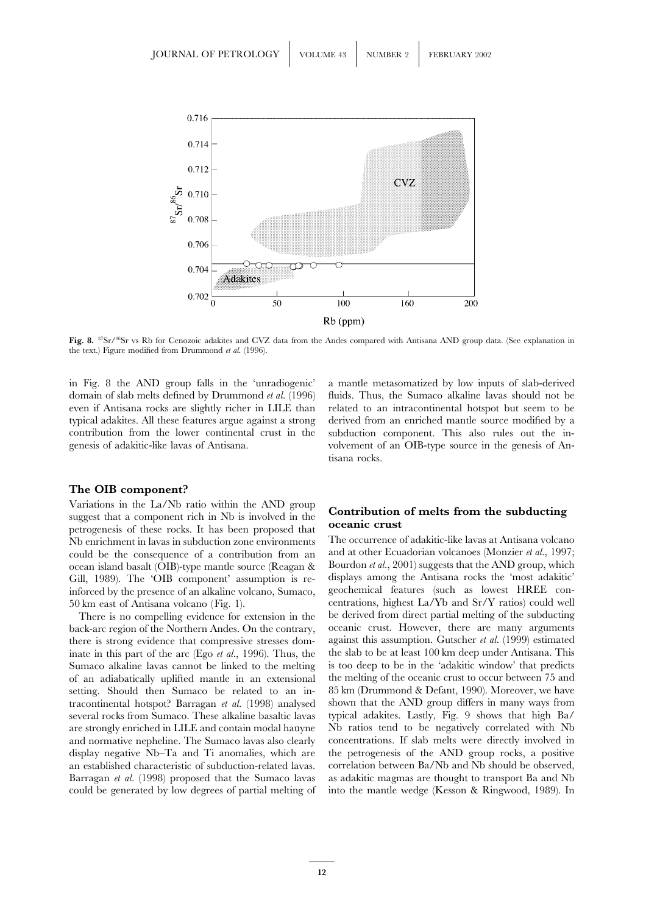**Fig. 8.** $^{87}Sr/^{86}Sr$ vs Rb for Cenozoic adakites and CVZ data from the Andes compared with Antisana AND group data. (See explanation in the text.) Figure modified from Drummond *et al.* (1996).

in Fig. 8 the AND group falls in the 'unradiogenic' domain of slab melts defined by Drummond *et al.* (1996) even if Antisana rocks are slightly richer in LILE than typical adakites. All these features argue against a strong contribution from the lower continental crust in the genesis of adakitic-like lavas of Antisana.

## The OIB component?

Variations in the La/Nb ratio within the AND group suggest that a component rich in Nb is involved in the petrogenesis of these rocks. It has been proposed that Nb enrichment in lavas in subduction zone environments could be the consequence of a contribution from an ocean island basalt (OIB)-type mantle source (Reagan & Gill, 1989). The 'OIB component' assumption is reinforced by the presence of an alkaline volcano, Sumaco, 50 km east of Antisana volcano (Fig. 1).

There is no compelling evidence for extension in the back-arc region of the Northern Andes. On the contrary, there is strong evidence that compressive stresses dominate in this part of the arc (Ego *et al.*, 1996). Thus, the Sumaco alkaline lavas cannot be linked to the melting of an adiabatically uplifted mantle in an extensional setting. Should then Sumaco be related to an intracontinental hotspot? Barragan *et al.* (1998) analysed several rocks from Sumaco. These alkaline basaltic lavas are strongly enriched in LILE and contain modal haüyne and normative nepheline. The Sumaco lavas also clearly display negative Nb–Ta and Ti anomalies, which are an established characteristic of subduction-related lavas. Barragan *et al.* (1998) proposed that the Sumaco lavas could be generated by low degrees of partial melting of a mantle metasomatized by low inputs of slab-derived fluids. Thus, the Sumaco alkaline lavas should not be related to an intracontinental hotspot but seem to be derived from an enriched mantle source modified by a subduction component. This also rules out the involvement of an OIB-type source in the genesis of Antisana rocks.

## Contribution of melts from the subducting oceanic crust

The occurrence of adakitic-like lavas at Antisana volcano and at other Ecuadorian volcanoes (Monzier *et al.*, 1997; Bourdon *et al.*, 2001) suggests that the AND group, which displays among the Antisana rocks the 'most adakitic' geochemical features (such as lowest HREE concentrations, highest La/Yb and Sr/Y ratios) could well be derived from direct partial melting of the subducting oceanic crust. However, there are many arguments against this assumption. Gutscher *et al.* (1999) estimated the slab to be at least 100 km deep under Antisana. This is too deep to be in the 'adakitic window' that predicts the melting of the oceanic crust to occur between 75 and 85 km (Drummond & Defant, 1990). Moreover, we have shown that the AND group differs in many ways from typical adakites. Lastly, Fig. 9 shows that high Ba/Nb ratios tend to be negatively correlated with Nb concentrations. If slab melts were directly involved in the petrogenesis of the AND group rocks, a positive correlation between Ba/Nb and Nb should be observed, as adakitic magmas are thought to transport Ba and Nb into the mantle wedge (Kesson & Ringwood, 1989). In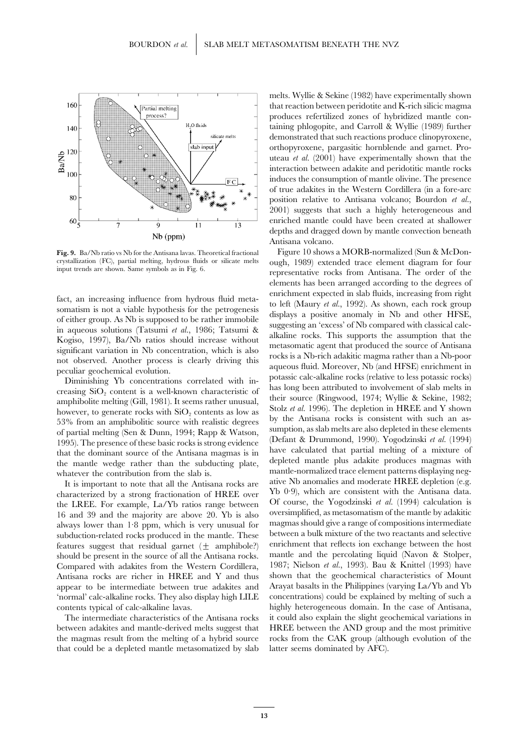Fig. 9. Ba/Nb ratio vs Nb for the Antisana lavas. Theoretical fractional crystallization (FC), partial melting, hydrous fluids or silicate melts input trends are shown. Same symbols as in Fig. 6.

fact, an increasing influence from hydrous fluid metasomatism is not a viable hypothesis for the petrogenesis of either group. As Nb is supposed to be rather immobile in aqueous solutions (Tatsumi *et al.*, 1986; Tatsumi & Kogiso, 1997), Ba/Nb ratios should increase without significant variation in Nb concentration, which is also not observed. Another process is clearly driving this peculiar geochemical evolution.

Diminishing Yb concentrations correlated with increasing $SiO_2$ content is a well-known characteristic of amphibolite melting (Gill, 1981). It seems rather unusual, however, to generate rocks with $SiO_2$ contents as low as 53% from an amphibolitic source with realistic degrees of partial melting (Sen & Dunn, 1994; Rapp & Watson, 1995). The presence of these basic rocks is strong evidence that the dominant source of the Antisana magmas is in the mantle wedge rather than the subducting plate, whatever the contribution from the slab is.

It is important to note that all the Antisana rocks are characterized by a strong fractionation of HREE over the LREE. For example, La/Yb ratios range between 16 and 39 and the majority are above 20. Yb is also always lower than 1·8 ppm, which is very unusual for subduction-related rocks produced in the mantle. These features suggest that residual garnet (± amphibole?) should be present in the source of all the Antisana rocks. Compared with adakites from the Western Cordillera, Antisana rocks are richer in HREE and Y and thus appear to be intermediate between true adakites and 'normal' calc-alkaline rocks. They also display high LILE contents typical of calc-alkaline lavas.

The intermediate characteristics of the Antisana rocks between adakites and mantle-derived melts suggest that the magmas result from the melting of a hybrid source that could be a depleted mantle metasomatized by slab melts. Wyllie & Sekine (1982) have experimentally shown that reaction between peridotite and K-rich silicic magma produces refertilized zones of hybridized mantle containing phlogopite, and Carroll & Wyllie (1989) further demonstrated that such reactions produce clinopyroxene, orthopyroxene, pargasitic hornblende and garnet. Prouteau *et al.* (2001) have experimentally shown that the interaction between adakite and peridotitic mantle rocks induces the consumption of mantle olivine. The presence of true adakites in the Western Cordillera (in a fore-arc position relative to Antisana volcano; Bourdon *et al.*, 2001) suggests that such a highly heterogeneous and enriched mantle could have been created at shallower depths and dragged down by mantle convection beneath Antisana volcano.

Figure 10 shows a MORB-normalized (Sun & McDonough, 1989) extended trace element diagram for four representative rocks from Antisana. The order of the elements has been arranged according to the degrees of enrichment expected in slab fluids, increasing from right to left (Maury *et al.*, 1992). As shown, each rock group displays a positive anomaly in Nb and other HFSE, suggesting an 'excess' of Nb compared with classical calc-alkaline rocks. This supports the assumption that the metasomatic agent that produced the source of Antisana rocks is a Nb-rich adakitic magma rather than a Nb-poor aqueous fluid. Moreover, Nb (and HFSE) enrichment in potassic calc-alkaline rocks (relative to less potassic rocks) has long been attributed to involvement of slab melts in their source (Ringwood, 1974; Wyllie & Sekine, 1982; Stolz *et al.* 1996). The depletion in HREE and Y shown by the Antisana rocks is consistent with such an assumption, as slab melts are also depleted in these elements (Defant & Drummond, 1990). Yogodzinski *et al.* (1994) have calculated that partial melting of a mixture of depleted mantle plus adakite produces magmas with mantle-normalized trace element patterns displaying negative Nb anomalies and moderate HREE depletion (e.g. Yb 0·9), which are consistent with the Antisana data. Of course, the Yogodzinski *et al.* (1994) calculation is oversimplified, as metasomatism of the mantle by adakitic magmas should give a range of compositions intermediate between a bulk mixture of the two reactants and selective enrichment that reflects ion exchange between the host mantle and the percolating liquid (Navon & Stolper, 1987; Nielson *et al.*, 1993). Bau & Knittel (1993) have shown that the geochemical characteristics of Mount Arayat basalts in the Philippines (varying La/Yb and Yb concentrations) could be explained by melting of such a highly heterogeneous domain. In the case of Antisana, it could also explain the slight geochemical variations in HREE between the AND group and the most primitive rocks from the CAK group (although evolution of the latter seems dominated by AFC).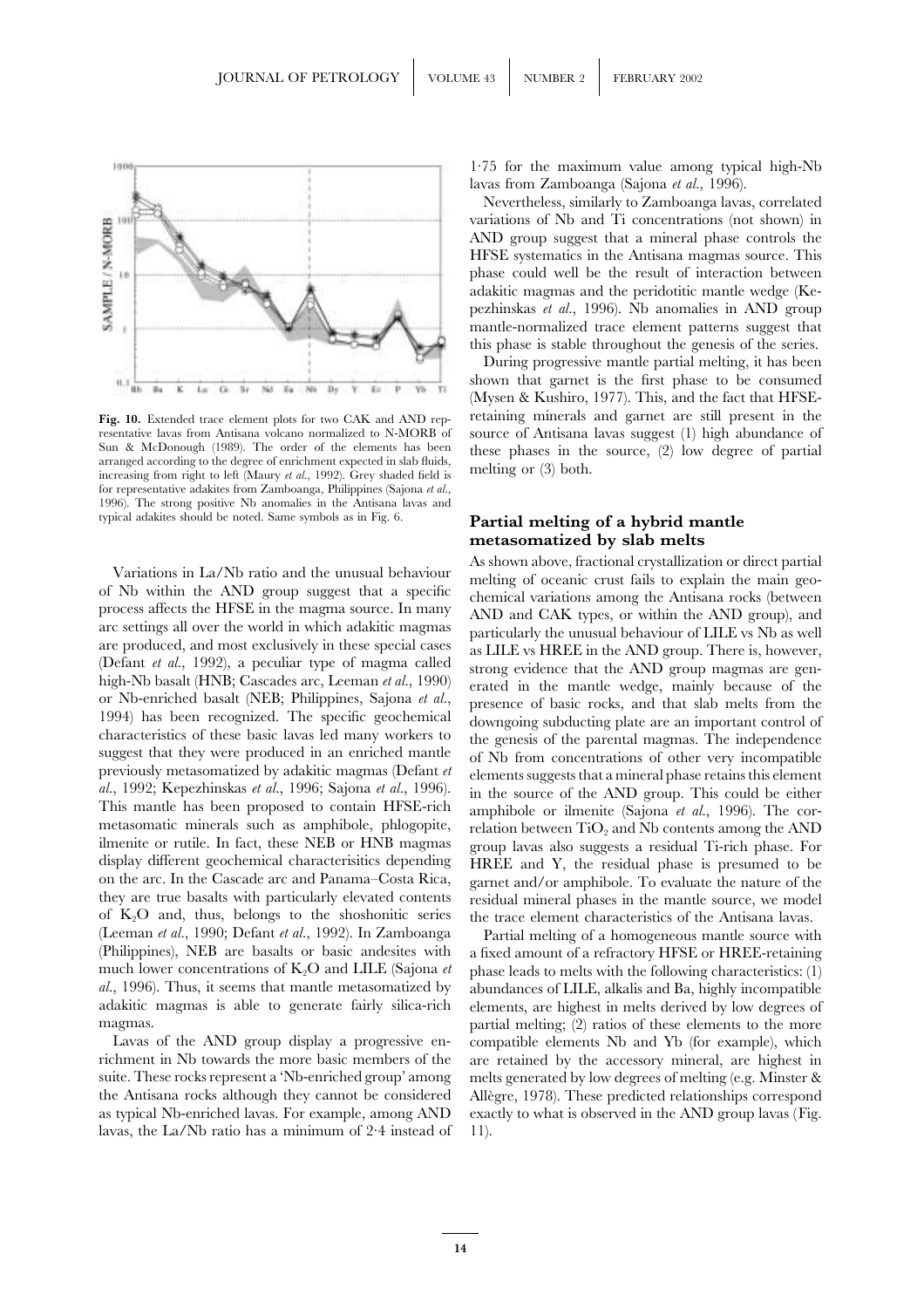**Fig. 10.** Extended trace element plots for two CAK and AND representative lavas from Antisana volcano normalized to N-MORB of Sun & McDonough (1989). The order of the elements has been arranged according to the degree of enrichment expected in slab fluids, increasing from right to left (Maury *et al.*, 1992). Grey shaded field is for representative adakites from Zamboanga, Philippines (Sajona *et al.*, 1996). The strong positive Nb anomalies in the Antisana lavas and typical adakites should be noted. Same symbols as in Fig. 6.

Variations in La/Nb ratio and the unusual behaviour of Nb within the AND group suggest that a specific process affects the HFSE in the magma source. In many arc settings all over the world in which adakitic magmas are produced, and most exclusively in these special cases (Defant *et al.*, 1992), a peculiar type of magma called high-Nb basalt (HNB; Cascades arc, Leeman *et al.*, 1990) or Nb-enriched basalt (NEB; Philippines, Sajona *et al.*, 1994) has been recognized. The specific geochemical characteristics of these basic lavas led many workers to suggest that they were produced in an enriched mantle previously metasomatized by adakitic magmas (Defant *et al.*, 1992; Kepezhinskas *et al.*, 1996; Sajona *et al.*, 1996). This mantle has been proposed to contain HFSE-rich metasomatic minerals such as amphibole, phlogopite, ilmenite or rutile. In fact, these NEB or HNB magmas display different geochemical characterisitics depending on the arc. In the Cascade arc and Panama–Costa Rica, they are true basalts with particularly elevated contents of $K_2O$ and, thus, belongs to the shoshonitic series (Leeman *et al.*, 1990; Defant *et al.*, 1992). In Zamboanga (Philippines), NEB are basalts or basic andesites with much lower concentrations of $K_2O$ and LILE (Sajona *et al.*, 1996). Thus, it seems that mantle metasomatized by adakitic magmas is able to generate fairly silica-rich magmas.

Lavas of the AND group display a progressive enrichment in Nb towards the more basic members of the suite. These rocks represent a 'Nb-enriched group' among the Antisana rocks although they cannot be considered as typical Nb-enriched lavas. For example, among AND lavas, the La/Nb ratio has a minimum of 2·4 instead of 1·75 for the maximum value among typical high-Nb lavas from Zamboanga (Sajona *et al.*, 1996).

Nevertheless, similarly to Zamboanga lavas, correlated variations of Nb and Ti concentrations (not shown) in AND group suggest that a mineral phase controls the HFSE systematics in the Antisana magmas source. This phase could well be the result of interaction between adakitic magmas and the peridotitic mantle wedge (Kepezhinskas *et al.*, 1996). Nb anomalies in AND group mantle-normalized trace element patterns suggest that this phase is stable throughout the genesis of the series.

During progressive mantle partial melting, it has been shown that garnet is the first phase to be consumed (Mysen & Kushiro, 1977). This, and the fact that HFSE-retaining minerals and garnet are still present in the source of Antisana lavas suggest (1) high abundance of these phases in the source, (2) low degree of partial melting or (3) both.

### Partial melting of a hybrid mantle metasomatized by slab melts

As shown above, fractional crystallization or direct partial melting of oceanic crust fails to explain the main geochemical variations among the Antisana rocks (between AND and CAK types, or within the AND group), and particularly the unusual behaviour of LILE vs Nb as well as LILE vs HREE in the AND group. There is, however, strong evidence that the AND group magmas are generated in the mantle wedge, mainly because of the presence of basic rocks, and that slab melts from the downgoing subducting plate are an important control of the genesis of the parental magmas. The independence of Nb from concentrations of other very incompatible elements suggests that a mineral phase retains this element in the source of the AND group. This could be either amphibole or ilmenite (Sajona *et al.*, 1996). The correlation between $TiO_2$ and Nb contents among the AND group lavas also suggests a residual Ti-rich phase. For HREE and Y, the residual phase is presumed to be garnet and/or amphibole. To evaluate the nature of the residual mineral phases in the mantle source, we model the trace element characteristics of the Antisana lavas.

Partial melting of a homogeneous mantle source with a fixed amount of a refractory HFSE or HREE-retaining phase leads to melts with the following characteristics: (1) abundances of LILE, alkalis and Ba, highly incompatible elements, are highest in melts derived by low degrees of partial melting; (2) ratios of these elements to the more compatible elements Nb and Yb (for example), which are retained by the accessory mineral, are highest in melts generated by low degrees of melting (e.g. Minster & Allègre, 1978). These predicted relationships correspond exactly to what is observed in the AND group lavas (Fig. 11).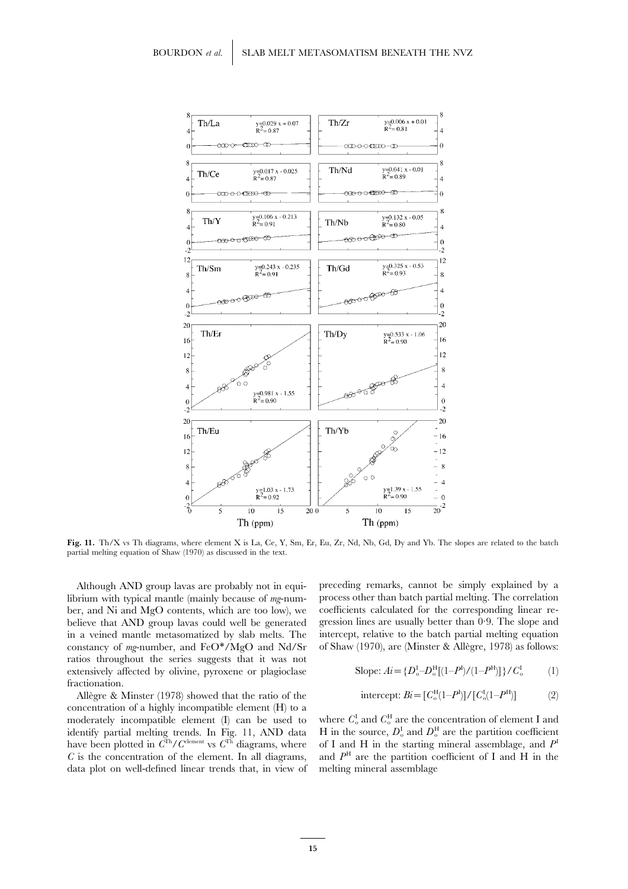**Fig. 11.** Th/X vs Th diagrams, where element X is La, Ce, Y, Sm, Er, Eu, Zr, Nd, Nb, Gd, Dy and Yb. The slopes are related to the batch partial melting equation of Shaw (1970) as discussed in the text.

Although AND group lavas are probably not in equilibrium with typical mantle (mainly because of *mg*-number, and Ni and MgO contents, which are too low), we believe that AND group lavas could well be generated in a veined mantle metasomatized by slab melts. The constancy of *mg*-number, and FeO*/MgO and Nd/Sr ratios throughout the series suggests that it was not extensively affected by olivine, pyroxene or plagioclase fractionation.

Allègre & Minster (1978) showed that the ratio of the concentration of a highly incompatible element (H) to a moderately incompatible element (I) can be used to identify partial melting trends. In Fig. 11, AND data have been plotted in $C^{\mathrm{Th}}/C^{\mathrm{element}}$ vs $C^{\mathrm{Th}}$ diagrams, where $C$ is the concentration of the element. In all diagrams, data plot on well-defined linear trends that, in view of preceding remarks, cannot be simply explained by a process other than batch partial melting. The correlation coefficients calculated for the corresponding linear regression lines are usually better than 0·9. The slope and intercept, relative to the batch partial melting equation of Shaw (1970), are (Minster & Allègre, 1978) as follows:

$$\text{Slope: } Ai = \{D_o^{\mathrm{I}} - D_o^{\mathrm{H}}[(1-P^{\mathrm{I}})/(1-P^{\mathrm{H}})]\}/C_o^{\mathrm{I}} \qquad (1)$$

$$\text{intercept: } Bi = [C_o^{\mathrm{H}}(1-P^{\mathrm{I}})]/[C_o^{\mathrm{I}}(1-P^{\mathrm{H}})] \qquad (2)$$

where $C_o^{\mathrm{I}}$ and $C_o^{\mathrm{H}}$ are the concentration of element I and H in the source, $D_o^{\mathrm{I}}$ and $D_o^{\mathrm{H}}$ are the partition coefficient of I and H in the starting mineral assemblage, and $P^{\mathrm{I}}$ and $P^{\mathrm{H}}$ are the partition coefficient of I and H in the melting mineral assemblage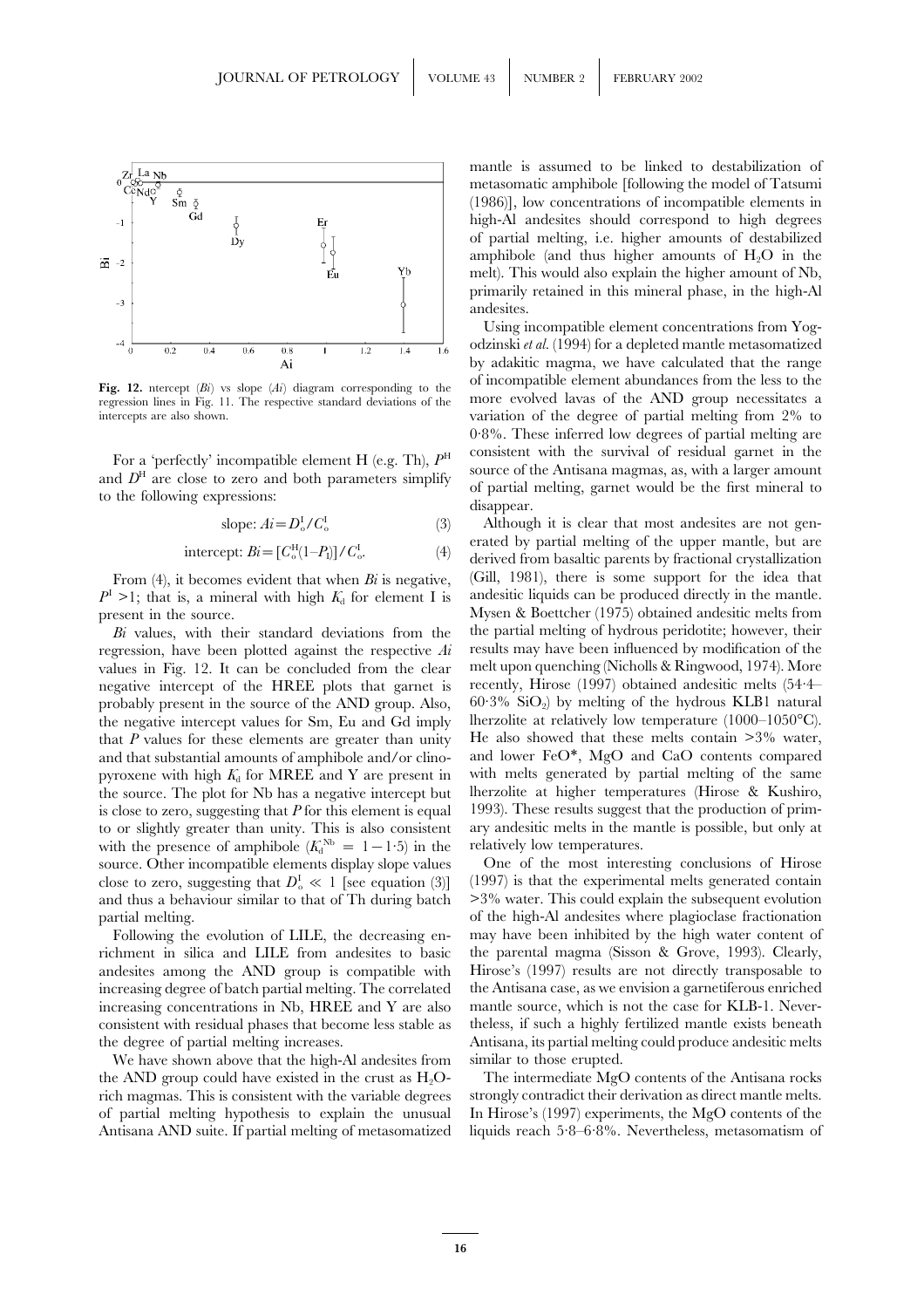**Fig. 12.** ntercept ($Bi$) vs slope ($Ai$) diagram corresponding to the regression lines in Fig. 11. The respective standard deviations of the intercepts are also shown.

For a 'perfectly' incompatible element H (e.g. Th), $P^H$ and $D^H$ are close to zero and both parameters simplify to the following expressions:

$$\text{slope: } Ai = D_o^I / C_o^I \quad (3)$$

$$\text{intercept: } Bi = [C_o^H(1 - P_I)] / C_o^I. \quad (4)$$

From (4), it becomes evident that when $Bi$ is negative, $P^I > 1$; that is, a mineral with high $K_d$ for element I is present in the source.

$Bi$ values, with their standard deviations from the regression, have been plotted against the respective $Ai$ values in Fig. 12. It can be concluded from the clear negative intercept of the HREE plots that garnet is probably present in the source of the AND group. Also, the negative intercept values for Sm, Eu and Gd imply that $P$ values for these elements are greater than unity and that substantial amounts of amphibole and/or clinopyroxene with high $K_d$ for MREE and Y are present in the source. The plot for Nb has a negative intercept but is close to zero, suggesting that $P$ for this element is equal to or slightly greater than unity. This is also consistent with the presence of amphibole ($K_d^{Nb} = 1-1{\cdot}5$) in the source. Other incompatible elements display slope values close to zero, suggesting that $D_o^I \ll 1$ [see equation (3)] and thus a behaviour similar to that of Th during batch partial melting.

Following the evolution of LILE, the decreasing enrichment in silica and LILE from andesites to basic andesites among the AND group is compatible with increasing degree of batch partial melting. The correlated increasing concentrations in Nb, HREE and Y are also consistent with residual phases that become less stable as the degree of partial melting increases.

We have shown above that the high-Al andesites from the AND group could have existed in the crust as $H_2O$-rich magmas. This is consistent with the variable degrees of partial melting hypothesis to explain the unusual Antisana AND suite. If partial melting of metasomatized mantle is assumed to be linked to destabilization of metasomatic amphibole [following the model of Tatsumi (1986)], low concentrations of incompatible elements in high-Al andesites should correspond to high degrees of partial melting, i.e. higher amounts of destabilized amphibole (and thus higher amounts of $H_2O$ in the melt). This would also explain the higher amount of Nb, primarily retained in this mineral phase, in the high-Al andesites.

Using incompatible element concentrations from Yogodzinski *et al.* (1994) for a depleted mantle metasomatized by adakitic magma, we have calculated that the range of incompatible element abundances from the less to the more evolved lavas of the AND group necessitates a variation of the degree of partial melting from 2% to 0·8%. These inferred low degrees of partial melting are consistent with the survival of residual garnet in the source of the Antisana magmas, as, with a larger amount of partial melting, garnet would be the first mineral to disappear.

Although it is clear that most andesites are not generated by partial melting of the upper mantle, but are derived from basaltic parents by fractional crystallization (Gill, 1981), there is some support for the idea that andesitic liquids can be produced directly in the mantle. Mysen & Boettcher (1975) obtained andesitic melts from the partial melting of hydrous peridotite; however, their results may have been influenced by modification of the melt upon quenching (Nicholls & Ringwood, 1974). More recently, Hirose (1997) obtained andesitic melts (54·4–60·3% $SiO_2$) by melting of the hydrous KLB1 natural lherzolite at relatively low temperature (1000–1050°C). He also showed that these melts contain >3% water, and lower FeO*, MgO and CaO contents compared with melts generated by partial melting of the same lherzolite at higher temperatures (Hirose & Kushiro, 1993). These results suggest that the production of primary andesitic melts in the mantle is possible, but only at relatively low temperatures.

One of the most interesting conclusions of Hirose (1997) is that the experimental melts generated contain >3% water. This could explain the subsequent evolution of the high-Al andesites where plagioclase fractionation may have been inhibited by the high water content of the parental magma (Sisson & Grove, 1993). Clearly, Hirose's (1997) results are not directly transposable to the Antisana case, as we envision a garnetiferous enriched mantle source, which is not the case for KLB-1. Nevertheless, if such a highly fertilized mantle exists beneath Antisana, its partial melting could produce andesitic melts similar to those erupted.

The intermediate MgO contents of the Antisana rocks strongly contradict their derivation as direct mantle melts. In Hirose's (1997) experiments, the MgO contents of the liquids reach 5·8–6·8%. Nevertheless, metasomatism of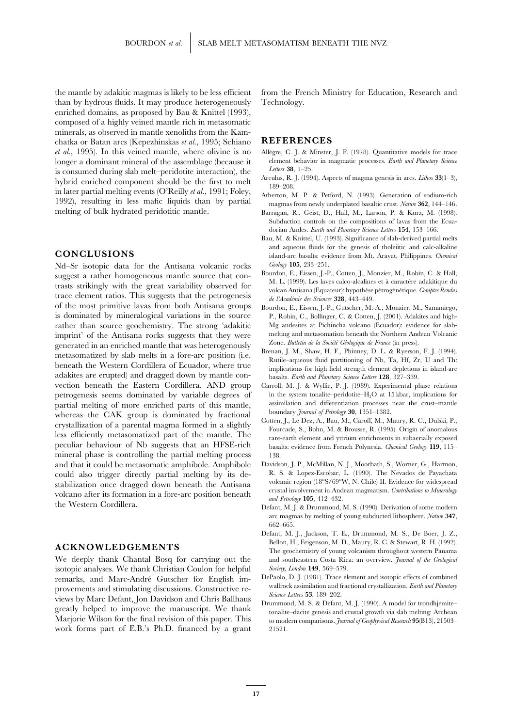the mantle by adakitic magmas is likely to be less efficient than by hydrous fluids. It may produce heterogeneously enriched domains, as proposed by Bau & Knittel (1993), composed of a highly veined mantle rich in metasomatic minerals, as observed in mantle xenoliths from the Kamchatka or Batan arcs (Kepezhinskas *et al.*, 1995; Schiano *et al.*, 1995). In this veined mantle, where olivine is no longer a dominant mineral of the assemblage (because it is consumed during slab melt–peridotite interaction), the hybrid enriched component should be the first to melt in later partial melting events (O'Reilly *et al.*, 1991; Foley, 1992), resulting in less mafic liquids than by partial melting of bulk hydrated peridotitic mantle.

## CONCLUSIONS

Nd–Sr isotopic data for the Antisana volcanic rocks suggest a rather homogeneous mantle source that contrasts strikingly with the great variability observed for trace element ratios. This suggests that the petrogenesis of the most primitive lavas from both Antisana groups is dominated by mineralogical variations in the source rather than source geochemistry. The strong 'adakitic imprint' of the Antisana rocks suggests that they were generated in an enriched mantle that was heterogenously metasomatized by slab melts in a fore-arc position (i.e. beneath the Western Cordillera of Ecuador, where true adakites are erupted) and dragged down by mantle convection beneath the Eastern Cordillera. AND group petrogenesis seems dominated by variable degrees of partial melting of more enriched parts of this mantle, whereas the CAK group is dominated by fractional crystallization of a parental magma formed in a slightly less efficiently metasomatized part of the mantle. The peculiar behaviour of Nb suggests that an HFSE-rich mineral phase is controlling the partial melting process and that it could be metasomatic amphibole. Amphibole could also trigger directly partial melting by its destabilization once dragged down beneath the Antisana volcano after its formation in a fore-arc position beneath the Western Cordillera.

## ACKNOWLEDGEMENTS

We deeply thank Chantal Bosq for carrying out the isotopic analyses. We thank Christian Coulon for helpful remarks, and Marc-André Gutscher for English improvements and stimulating discussions. Constructive reviews by Marc Defant, Jon Davidson and Chris Ballhaus greatly helped to improve the manuscript. We thank Marjorie Wilson for the final revision of this paper. This work forms part of E.B.'s Ph.D. financed by a grant from the French Ministry for Education, Research and Technology.

## REFERENCES

Allègre, C. J. & Minster, J. F. (1978). Quantitative models for trace element behavior in magmatic processes. *Earth and Planetary Science Letters* **38**, 1–25.

Arculus, R. J. (1994). Aspects of magma genesis in arcs. *Lithos* **33**(1–3), 189–208.

Atherton, M. P. & Petford, N. (1993). Generation of sodium-rich magmas from newly underplated basaltic crust. *Nature* **362**, 144–146.

Barragan, R., Geist, D., Hall, M., Larson, P. & Kurz, M. (1998). Subduction controls on the compositions of lavas from the Ecuadorian Andes. *Earth and Planetary Science Letters* **154**, 153–166.

Bau, M. & Knittel, U. (1993). Significance of slab-derived partial melts and aqueous fluids for the genesis of tholeiitic and calc-alkaline island-arc basalts: evidence from Mt. Arayat, Philippines. *Chemical Geology* **105**, 233–251.

Bourdon, E., Eissen, J.-P., Cotten, J., Monzier, M., Robin, C. & Hall, M. L. (1999). Les laves calco-alcalines et à caractère adakitique du volcan Antisana (Equateur): hypothèse pétrogénétique. *Comptes Rendus de l'Académie des Sciences* **328**, 443–449.

Bourdon, E., Eissen, J.-P., Gutscher, M.-A., Monzier, M., Samaniego, P., Robin, C., Bollinger, C. & Cotten, J. (2001). Adakites and high-Mg andesites at Pichincha volcano (Ecuador): evidence for slab-melting and metasomatism beneath the Northern Andean Volcanic Zone. *Bulletin de la Société Géologique de France* (in press).

Brenan, J. M., Shaw, H. F., Phinney, D. L. & Ryerson, F. J. (1994). Rutile–aqueous fluid partitioning of Nb, Ta, Hf, Zr, U and Th: implications for high field strength element depletions in island-arc basalts. *Earth and Planetary Science Letters* **128**, 327–339.

Carroll, M. J. & Wyllie, P. J. (1989). Experimental phase relations in the system tonalite–peridotite–$H_2O$ at 15 kbar, implications for assimilation and differentiation processes near the crust–mantle boundary *Journal of Petrology* **30**, 1351–1382.

Cotten, J., Le Dez, A., Bau, M., Caroff, M., Maury, R. C., Dulski, P., Fourcade, S., Bohn, M. & Brousse, R. (1995). Origin of anomalous rare-earth element and yttrium enrichments in subaerially exposed basalts: evidence from French Polynesia. *Chemical Geology* **119**, 115–138.

Davidson, J. P., McMillan, N. J., Moorbath, S., Worner, G., Harmon, R. S. & Lopez-Escobar, L. (1990). The Nevados de Payachata volcanic region (18°S/69°W, N. Chile) II. Evidence for widespread crustal involvement in Andean magmatism. *Contributions to Mineralogy and Petrology* **105**, 412–432.

Defant, M. J. & Drummond, M. S. (1990). Derivation of some modern arc magmas by melting of young subducted lithosphere. *Nature* **347**, 662–665.

Defant, M. J., Jackson, T. E., Drummond, M. S., De Boer, J. Z., Bellon, H., Feigenson, M. D., Maury, R. C. & Stewart, R. H. (1992). The geochemistry of young volcanism throughout western Panama and southeastern Costa Rica: an overview. *Journal of the Geological Society, London* **149**, 569–579.

DePaolo, D. J. (1981). Trace element and isotopic effects of combined wallrock assimilation and fractional crystallization. *Earth and Planetary Science Letters* **53**, 189–202.

Drummond, M. S. & Defant, M. J. (1990). A model for trondhjemite–tonalite–dacite genesis and crustal growth via slab melting: Archean to modern comparisons. *Journal of Geophysical Research* **95**(B13), 21503–21521.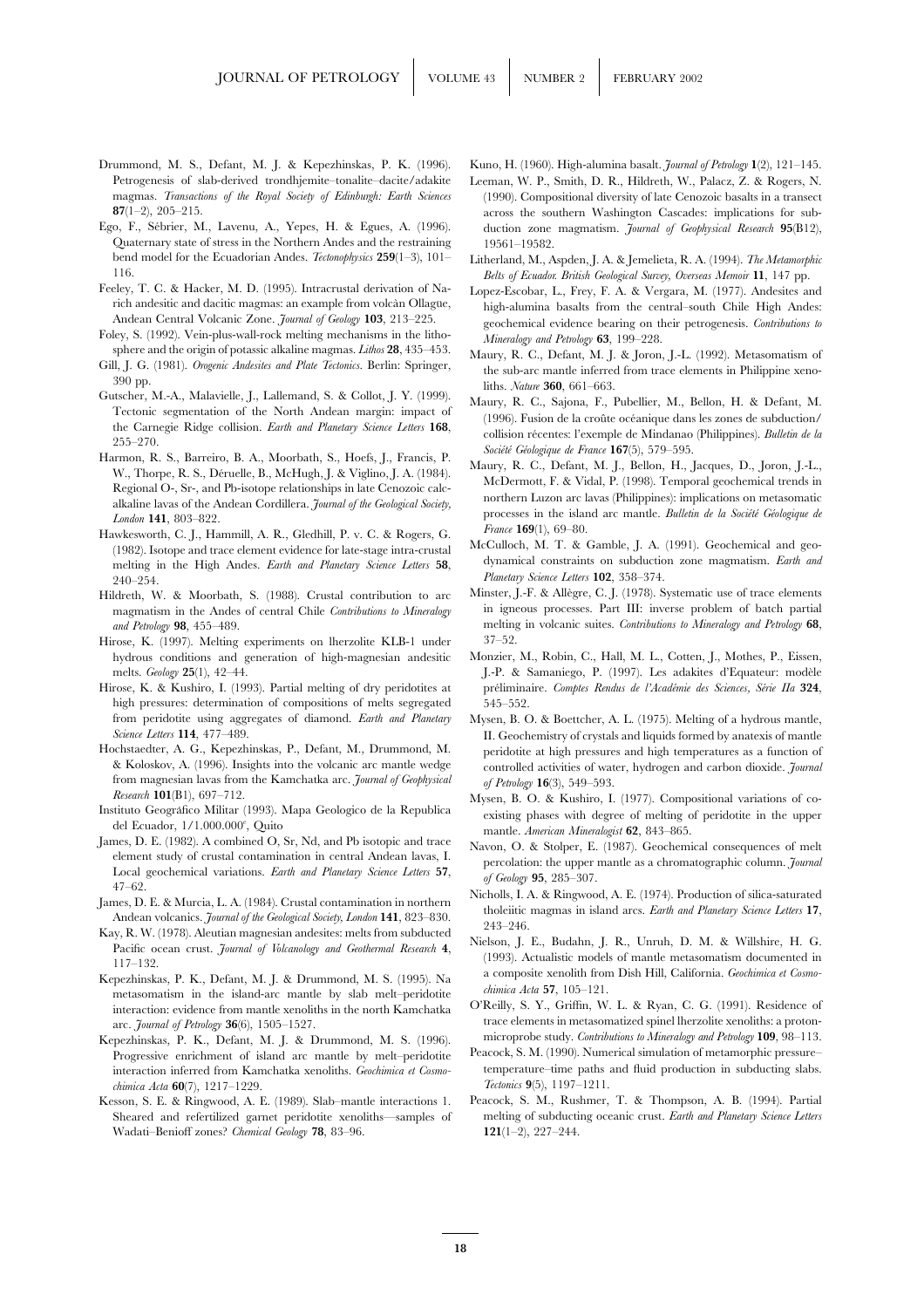Drummond, M. S., Defant, M. J. & Kepezhinskas, P. K. (1996). Petrogenesis of slab-derived trondhjemite–tonalite–dacite/adakite magmas. *Transactions of the Royal Society of Edinburgh: Earth Sciences* **87**(1–2), 205–215.

Ego, F., Sébrier, M., Lavenu, A., Yepes, H. & Egues, A. (1996). Quaternary state of stress in the Northern Andes and the restraining bend model for the Ecuadorian Andes. *Tectonophysics* **259**(1–3), 101–116.

Feeley, T. C. & Hacker, M. D. (1995). Intracrustal derivation of Na-rich andesitic and dacitic magmas: an example from volcàn Ollagüe, Andean Central Volcanic Zone. *Journal of Geology* **103**, 213–225.

Foley, S. (1992). Vein-plus-wall-rock melting mechanisms in the lithosphere and the origin of potassic alkaline magmas. *Lithos* **28**, 435–453.

Gill, J. G. (1981). *Orogenic Andesites and Plate Tectonics*. Berlin: Springer, 390 pp.

Gutscher, M.-A., Malavielle, J., Lallemand, S. & Collot, J. Y. (1999). Tectonic segmentation of the North Andean margin: impact of the Carnegie Ridge collision. *Earth and Planetary Science Letters* **168**, 255–270.

Harmon, R. S., Barreiro, B. A., Moorbath, S., Hoefs, J., Francis, P. W., Thorpe, R. S., Déruelle, B., McHugh, J. & Viglino, J. A. (1984). Regional O-, Sr-, and Pb-isotope relationships in late Cenozoic calc-alkaline lavas of the Andean Cordillera. *Journal of the Geological Society, London* **141**, 803–822.

Hawkesworth, C. J., Hammill, A. R., Gledhill, P. v. C. & Rogers, G. (1982). Isotope and trace element evidence for late-stage intra-crustal melting in the High Andes. *Earth and Planetary Science Letters* **58**, 240–254.

Hildreth, W. & Moorbath, S. (1988). Crustal contribution to arc magmatism in the Andes of central Chile *Contributions to Mineralogy and Petrology* **98**, 455–489.

Hirose, K. (1997). Melting experiments on lherzolite KLB-1 under hydrous conditions and generation of high-magnesian andesitic melts. *Geology* **25**(1), 42–44.

Hirose, K. & Kushiro, I. (1993). Partial melting of dry peridotites at high pressures: determination of compositions of melts segregated from peridotite using aggregates of diamond. *Earth and Planetary Science Letters* **114**, 477–489.

Hochstaedter, A. G., Kepezhinskas, P., Defant, M., Drummond, M. & Koloskov, A. (1996). Insights into the volcanic arc mantle wedge from magnesian lavas from the Kamchatka arc. *Journal of Geophysical Research* **101**(B1), 697–712.

Instituto Geográfico Militar (1993). Mapa Geologico de la Republica del Ecuador, 1/1.000.000$^e$, Quito

James, D. E. (1982). A combined O, Sr, Nd, and Pb isotopic and trace element study of crustal contamination in central Andean lavas, I. Local geochemical variations. *Earth and Planetary Science Letters* **57**, 47–62.

James, D. E. & Murcia, L. A. (1984). Crustal contamination in northern Andean volcanics. *Journal of the Geological Society, London* **141**, 823–830.

Kay, R. W. (1978). Aleutian magnesian andesites: melts from subducted Pacific ocean crust. *Journal of Volcanology and Geothermal Research* **4**, 117–132.

Kepezhinskas, P. K., Defant, M. J. & Drummond, M. S. (1995). Na metasomatism in the island-arc mantle by slab melt–peridotite interaction: evidence from mantle xenoliths in the north Kamchatka arc. *Journal of Petrology* **36**(6), 1505–1527.

Kepezhinskas, P. K., Defant, M. J. & Drummond, M. S. (1996). Progressive enrichment of island arc mantle by melt–peridotite interaction inferred from Kamchatka xenoliths. *Geochimica et Cosmochimica Acta* **60**(7), 1217–1229.

Kesson, S. E. & Ringwood, A. E. (1989). Slab–mantle interactions 1. Sheared and refertilized garnet peridotite xenoliths—samples of Wadati–Benioff zones? *Chemical Geology* **78**, 83–96.

Kuno, H. (1960). High-alumina basalt. *Journal of Petrology* **1**(2), 121–145.

Leeman, W. P., Smith, D. R., Hildreth, W., Palacz, Z. & Rogers, N. (1990). Compositional diversity of late Cenozoic basalts in a transect across the southern Washington Cascades: implications for subduction zone magmatism. *Journal of Geophysical Research* **95**(B12), 19561–19582.

Litherland, M., Aspden, J. A. & Jemelieta, R. A. (1994). *The Metamorphic Belts of Ecuador. British Geological Survey, Overseas Memoir* **11**, 147 pp.

Lopez-Escobar, L., Frey, F. A. & Vergara, M. (1977). Andesites and high-alumina basalts from the central–south Chile High Andes: geochemical evidence bearing on their petrogenesis. *Contributions to Mineralogy and Petrology* **63**, 199–228.

Maury, R. C., Defant, M. J. & Joron, J.-L. (1992). Metasomatism of the sub-arc mantle inferred from trace elements in Philippine xenoliths. *Nature* **360**, 661–663.

Maury, R. C., Sajona, F., Pubellier, M., Bellon, H. & Defant, M. (1996). Fusion de la croûte océanique dans les zones de subduction/collision récentes: l'exemple de Mindanao (Philippines). *Bulletin de la Société Géologique de France* **167**(5), 579–595.

Maury, R. C., Defant, M. J., Bellon, H., Jacques, D., Joron, J.-L., McDermott, F. & Vidal, P. (1998). Temporal geochemical trends in northern Luzon arc lavas (Philippines): implications on metasomatic processes in the island arc mantle. *Bulletin de la Société Géologique de France* **169**(1), 69–80.

McCulloch, M. T. & Gamble, J. A. (1991). Geochemical and geodynamical constraints on subduction zone magmatism. *Earth and Planetary Science Letters* **102**, 358–374.

Minster, J.-F. & Allègre, C. J. (1978). Systematic use of trace elements in igneous processes. Part III: inverse problem of batch partial melting in volcanic suites. *Contributions to Mineralogy and Petrology* **68**, 37–52.

Monzier, M., Robin, C., Hall, M. L., Cotten, J., Mothes, P., Eissen, J.-P. & Samaniego, P. (1997). Les adakites d'Equateur: modèle préliminaire. *Comptes Rendus de l'Académie des Sciences, Série IIa* **324**, 545–552.

Mysen, B. O. & Boettcher, A. L. (1975). Melting of a hydrous mantle, II. Geochemistry of crystals and liquids formed by anatexis of mantle peridotite at high pressures and high temperatures as a function of controlled activities of water, hydrogen and carbon dioxide. *Journal of Petrology* **16**(3), 549–593.

Mysen, B. O. & Kushiro, I. (1977). Compositional variations of coexisting phases with degree of melting of peridotite in the upper mantle. *American Mineralogist* **62**, 843–865.

Navon, O. & Stolper, E. (1987). Geochemical consequences of melt percolation: the upper mantle as a chromatographic column. *Journal of Geology* **95**, 285–307.

Nicholls, I. A. & Ringwood, A. E. (1974). Production of silica-saturated tholeiitic magmas in island arcs. *Earth and Planetary Science Letters* **17**, 243–246.

Nielson, J. E., Budahn, J. R., Unruh, D. M. & Willshire, H. G. (1993). Actualistic models of mantle metasomatism documented in a composite xenolith from Dish Hill, California. *Geochimica et Cosmochimica Acta* **57**, 105–121.

O'Reilly, S. Y., Griffin, W. L. & Ryan, C. G. (1991). Residence of trace elements in metasomatized spinel lherzolite xenoliths: a proton-microprobe study. *Contributions to Mineralogy and Petrology* **109**, 98–113.

Peacock, S. M. (1990). Numerical simulation of metamorphic pressure–temperature–time paths and fluid production in subducting slabs. *Tectonics* **9**(5), 1197–1211.

Peacock, S. M., Rushmer, T. & Thompson, A. B. (1994). Partial melting of subducting oceanic crust. *Earth and Planetary Science Letters* **121**(1–2), 227–244.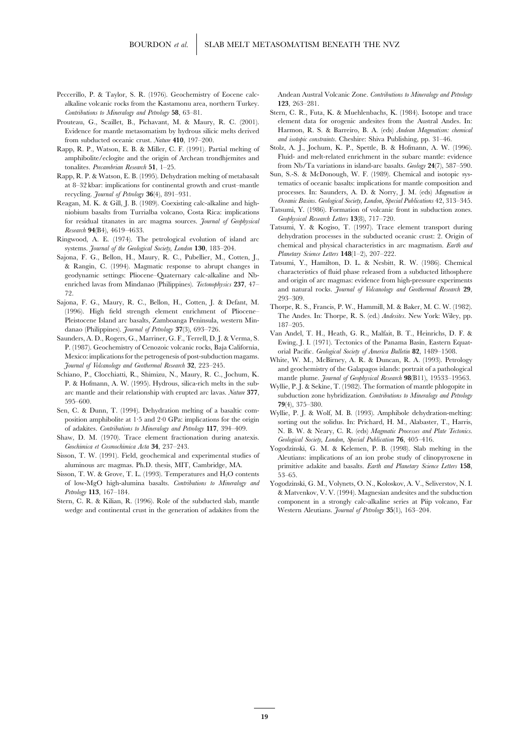Peccerillo, P. & Taylor, S. R. (1976). Geochemistry of Eocene calc-alkaline volcanic rocks from the Kastamonu area, northern Turkey. *Contributions to Mineralogy and Petrology* **58**, 63–81.

Prouteau, G., Scaillet, B., Pichavant, M. & Maury, R. C. (2001). Evidence for mantle metasomatism by hydrous silicic melts derived from subducted oceanic crust. *Nature* **410**, 197–200.

Rapp, R. P., Watson, E. B. & Miller, C. F. (1991). Partial melting of amphibolite/eclogite and the origin of Archean trondhjemites and tonalites. *Precambrian Research* **51**, 1–25.

Rapp, R. P. & Watson, E. B. (1995). Dehydration melting of metabasalt at 8–32 kbar: implications for continental growth and crust–mantle recycling. *Journal of Petrology* **36**(4), 891–931.

Reagan, M. K. & Gill, J. B. (1989). Coexisting calc-alkaline and high-niobium basalts from Turrialba volcano, Costa Rica: implications for residual titanates in arc magma sources. *Journal of Geophysical Research* **94**(B4), 4619–4633.

Ringwood, A. E. (1974). The petrological evolution of island arc systems. *Journal of the Geological Society, London* **130**, 183–204.

Sajona, F. G., Bellon, H., Maury, R. C., Pubellier, M., Cotten, J., & Rangin, C. (1994). Magmatic response to abrupt changes in geodynamic settings: Pliocene–Quaternary calc-alkaline and Nb-enriched lavas from Mindanao (Philippines). *Tectonophysics* **237**, 47–72.

Sajona, F. G., Maury, R. C., Bellon, H., Cotten, J. & Defant, M. (1996). High field strength element enrichment of Pliocene–Pleistocene Island arc basalts, Zamboanga Peninsula, western Mindanao (Philippines). *Journal of Petrology* **37**(3), 693–726.

Saunders, A. D., Rogers, G., Marriner, G. F., Terrell, D. J. & Verma, S. P. (1987). Geochemistry of Cenozoic volcanic rocks, Baja California, Mexico: implications for the petrogenesis of post-subduction magams. *Journal of Volcanology and Geothermal Research* **32**, 223–245.

Schiano, P., Clocchiatti, R., Shimizu, N., Maury, R. C., Jochum, K. P. & Hofmann, A. W. (1995). Hydrous, silica-rich melts in the sub-arc mantle and their relationship with erupted arc lavas. *Nature* **377**, 595–600.

Sen, C. & Dunn, T. (1994). Dehydration melting of a basaltic composition amphibolite at 1·5 and 2·0 GPa: implications for the origin of adakites. *Contributions to Mineralogy and Petrology* **117**, 394–409.

Shaw, D. M. (1970). Trace element fractionation during anatexis. *Geochimica et Cosmochimica Acta* **34**, 237–243.

Sisson, T. W. (1991). Field, geochemical and experimental studies of aluminous arc magmas. Ph.D. thesis, MIT, Cambridge, MA.

Sisson, T. W. & Grove, T. L. (1993). Temperatures and $H_2O$ contents of low-MgO high-alumina basalts. *Contributions to Mineralogy and Petrology* **113**, 167–184.

Stern, C. R. & Kilian, R. (1996). Role of the subducted slab, mantle wedge and continental crust in the generation of adakites from the Andean Austral Volcanic Zone. *Contributions to Mineralogy and Petrology* **123**, 263–281.

Stern, C. R., Futa, K. & Muehlenbachs, K. (1984). Isotope and trace element data for orogenic andesites from the Austral Andes. In: Harmon, R. S. & Barreiro, B. A. (eds) *Andean Magmatism: chemical and isotopic constraints*. Cheshire: Shiva Publishing, pp. 31–46.

Stolz, A. J., Jochum, K. P., Spettle, B. & Hofmann, A. W. (1996). Fluid- and melt-related enrichment in the subarc mantle: evidence from Nb/Ta variations in island-arc basalts. *Geology* **24**(7), 587–590.

Sun, S.-S. & McDonough, W. F. (1989). Chemical and isotopic systematics of oceanic basalts: implications for mantle composition and processes. In: Saunders, A. D. & Norry, J. M. (eds) *Magmatism in Oceanic Basins. Geological Society, London, Special Publications* 42, 313–345.

Tatsumi, Y. (1986). Formation of volcanic front in subduction zones. *Geophysical Research Letters* **13**(8), 717–720.

Tatsumi, Y. & Kogiso, T. (1997). Trace element transport during dehydration processes in the subducted oceanic crust: 2. Origin of chemical and physical characteristics in arc magmatism. *Earth and Planetary Science Letters* **148**(1–2), 207–222.

Tatsumi, Y., Hamilton, D. L. & Nesbitt, R. W. (1986). Chemical characteristics of fluid phase released from a subducted lithosphere and origin of arc magmas: evidence from high-pressure experiments and natural rocks. *Journal of Volcanology and Geothermal Research* **29**, 293–309.

Thorpe, R. S., Francis, P. W., Hammill, M. & Baker, M. C. W. (1982). The Andes. In: Thorpe, R. S. (ed.) *Andesites*. New York: Wiley, pp. 187–205.

Van Andel, T. H., Heath, G. R., Malfait, B. T., Heinrichs, D. F. & Ewing, J. I. (1971). Tectonics of the Panama Basin, Eastern Equatorial Pacific. *Geological Society of America Bulletin* **82**, 1489–1508.

White, W. M., McBirney, A. R. & Duncan, R. A. (1993). Petrology and geochemistry of the Galapagos islands: portrait of a pathological mantle plume. *Journal of Geophysical Research* **98**(B11), 19533–19563.

Wyllie, P. J. & Sekine, T. (1982). The formation of mantle phlogopite in subduction zone hybridization. *Contributions to Mineralogy and Petrology* **79**(4), 375–380.

Wyllie, P. J. & Wolf, M. B. (1993). Amphibole dehydration-melting: sorting out the solidus. In: Prichard, H. M., Alabaster, T., Harris, N. B. W. & Neary, C. R. (eds) *Magmatic Processes and Plate Tectonics. Geological Society, London, Special Publication* **76**, 405–416.

Yogodzinski, G. M. & Kelemen, P. B. (1998). Slab melting in the Aleutians: implications of an ion probe study of clinopyroxene in primitive adakite and basalts. *Earth and Planetary Science Letters* **158**, 53–65.

Yogodzinski, G. M., Volynets, O. N., Koloskov, A. V., Seliverstov, N. I. & Matvenkov, V. V. (1994). Magnesian andesites and the subduction component in a strongly calc-alkaline series at Piip volcano, Far Western Aleutians. *Journal of Petrology* **35**(1), 163–204.